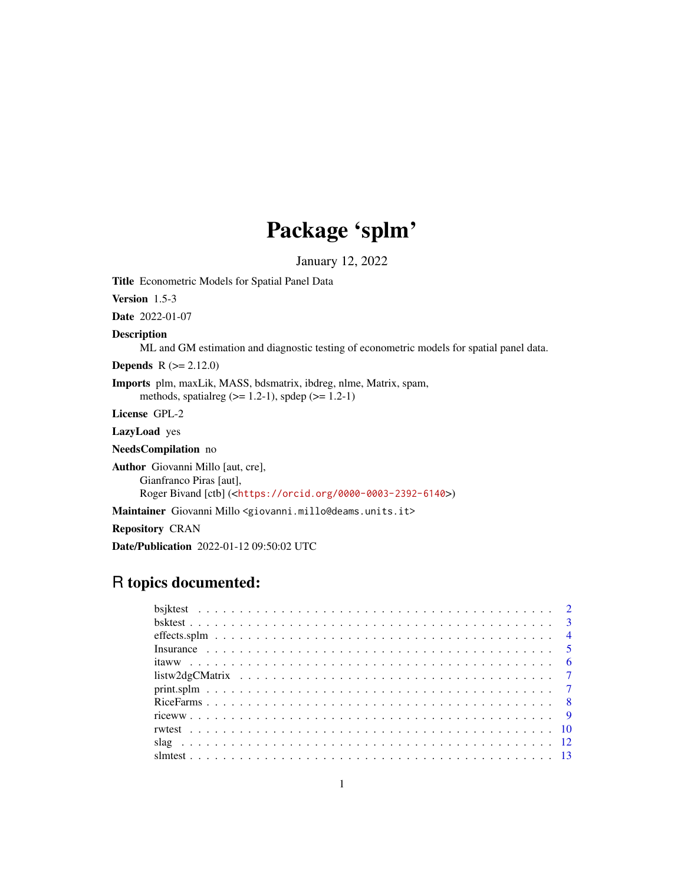# Package 'splm'

January 12, 2022

**Title** Econometric Models for Spatial Panel Data

**Version** 1.5-3

**Date** 2022-01-07

**Description**
ML and GM estimation and diagnostic testing of econometric models for spatial panel data.

**Depends** R (>= 2.12.0)

**Imports** plm, maxLik, MASS, bdsmatrix, ibdreg, nlme, Matrix, spam, methods, spatialreg (>= 1.2-1), spdep (>= 1.2-1)

**License** GPL-2

**LazyLoad** yes

**NeedsCompilation** no

**Author** Giovanni Millo [aut, cre],
Gianfranco Piras [aut],
Roger Bivand [ctb] (<https://orcid.org/0000-0003-2392-6140>)

**Maintainer** Giovanni Millo <giovanni.millo@deams.units.it>

**Repository** CRAN

**Date/Publication** 2022-01-12 09:50:02 UTC

## R topics documented:

| | |
|---|---|
| bsjktest | 2 |
| bsktest | 3 |
| effects.splm | 4 |
| Insurance | 5 |
| itaww | 6 |
| listw2dgCMatrix | 7 |
| print.splm | 7 |
| RiceFarms | 8 |
| riceww | 9 |
| rwtest | 10 |
| slag | 12 |
| slmtest | 13 |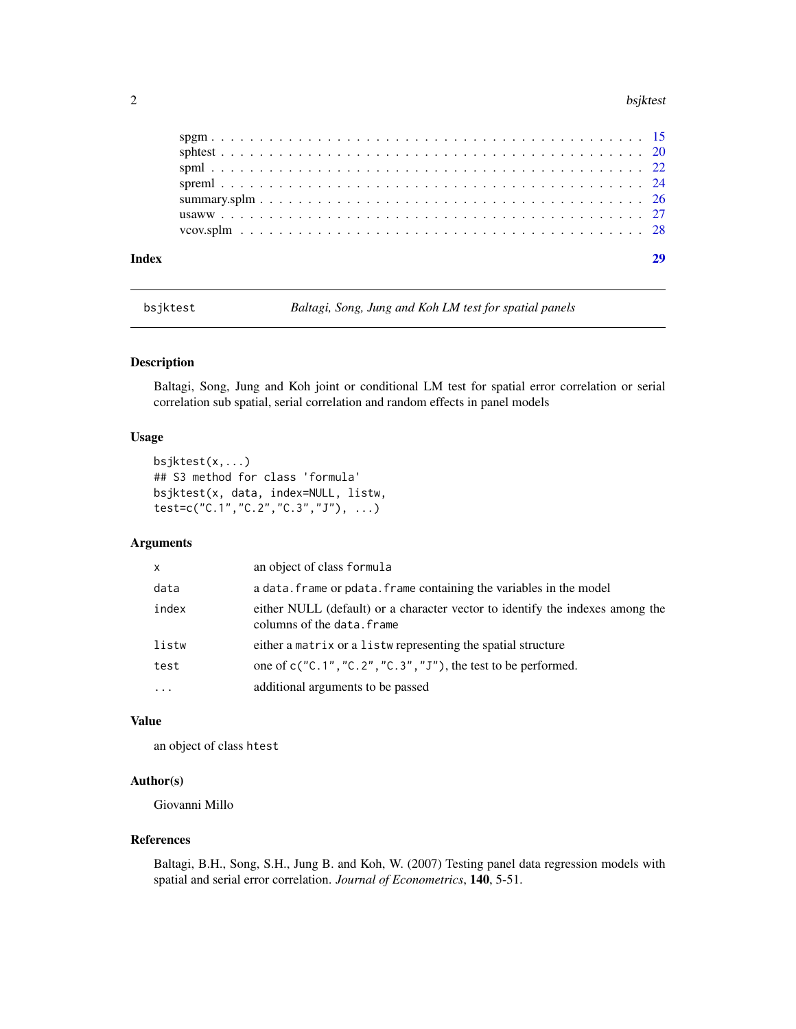spgm . . . . . . . . . . . . . . . . . . . . . . . . . . . . . . . . . . . . . . . . . 15
sphtest . . . . . . . . . . . . . . . . . . . . . . . . . . . . . . . . . . . . . . . . 20
spml . . . . . . . . . . . . . . . . . . . . . . . . . . . . . . . . . . . . . . . . . 22
spreml . . . . . . . . . . . . . . . . . . . . . . . . . . . . . . . . . . . . . . . . 24
summary.splm . . . . . . . . . . . . . . . . . . . . . . . . . . . . . . . . . . . . 26
usaww . . . . . . . . . . . . . . . . . . . . . . . . . . . . . . . . . . . . . . . . 27
vcov.splm . . . . . . . . . . . . . . . . . . . . . . . . . . . . . . . . . . . . . . 28

**Index** **29**

---

`bsjktest` *Baltagi, Song, Jung and Koh LM test for spatial panels*

---

### Description

Baltagi, Song, Jung and Koh joint or conditional LM test for spatial error correlation or serial correlation sub spatial, serial correlation and random effects in panel models

### Usage

```
bsjktest(x,...)
## S3 method for class 'formula'
bsjktest(x, data, index=NULL, listw,
test=c("C.1","C.2","C.3","J"), ...)
```

### Arguments

| | |
|---|---|
| `x` | an object of class `formula` |
| `data` | a `data.frame` or `pdata.frame` containing the variables in the model |
| `index` | either NULL (default) or a character vector to identify the indexes among the columns of the `data.frame` |
| `listw` | either a `matrix` or a `listw` representing the spatial structure |
| `test` | one of `c("C.1","C.2","C.3","J")`, the test to be performed. |
| `...` | additional arguments to be passed |

### Value

an object of class `htest`

### Author(s)

Giovanni Millo

### References

Baltagi, B.H., Song, S.H., Jung B. and Koh, W. (2007) Testing panel data regression models with spatial and serial error correlation. *Journal of Econometrics*, **140**, 5-51.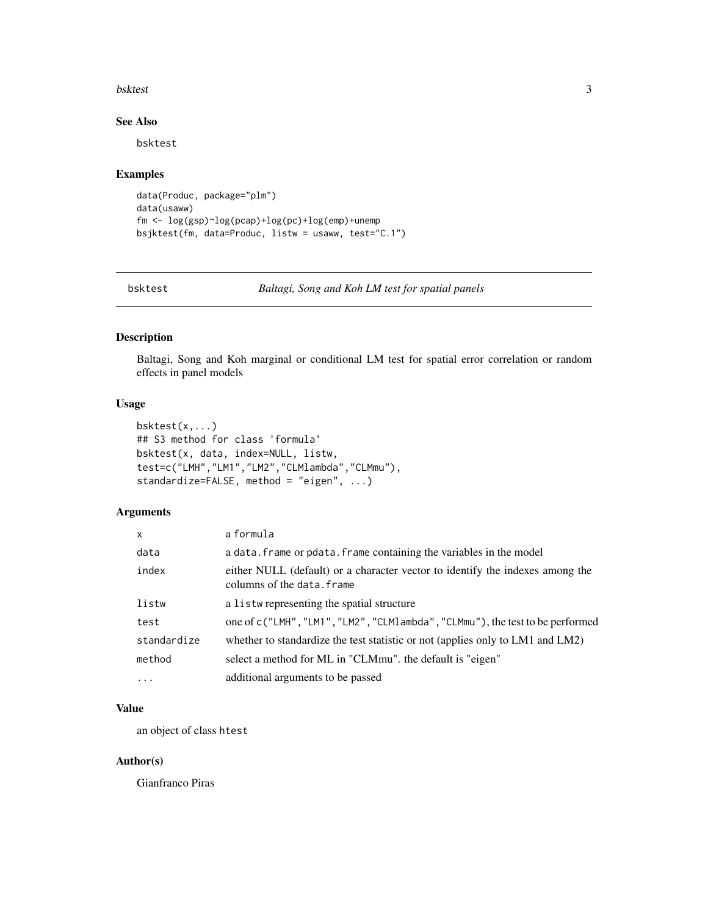## See Also

bsktest

## Examples

```
data(Produc, package="plm")
data(usaww)
fm <- log(gsp)~log(pcap)+log(pc)+log(emp)+unemp
bsjktest(fm, data=Produc, listw = usaww, test="C.1")
```

---

# bsktest — *Baltagi, Song and Koh LM test for spatial panels*

## Description

Baltagi, Song and Koh marginal or conditional LM test for spatial error correlation or random effects in panel models

## Usage

```
bsktest(x,...)
## S3 method for class 'formula'
bsktest(x, data, index=NULL, listw,
test=c("LMH","LM1","LM2","CLMlambda","CLMmu"),
standardize=FALSE, method = "eigen", ...)
```

## Arguments

| | |
|---|---|
| x | a formula |
| data | a data.frame or pdata.frame containing the variables in the model |
| index | either NULL (default) or a character vector to identify the indexes among the columns of the data.frame |
| listw | a listw representing the spatial structure |
| test | one of c("LMH","LM1","LM2","CLMlambda","CLMmu"), the test to be performed |
| standardize | whether to standardize the test statistic or not (applies only to LM1 and LM2) |
| method | select a method for ML in "CLMmu". the default is "eigen" |
| ... | additional arguments to be passed |

## Value

an object of class htest

## Author(s)

Gianfranco Piras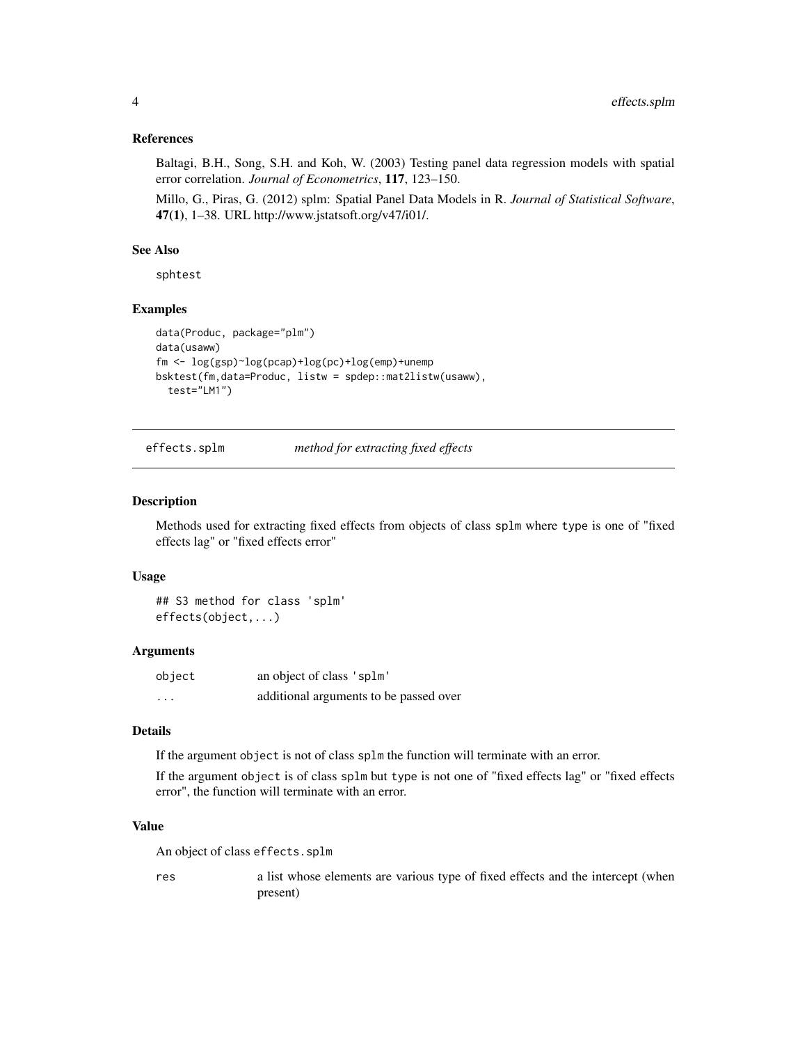### References

Baltagi, B.H., Song, S.H. and Koh, W. (2003) Testing panel data regression models with spatial error correlation. *Journal of Econometrics*, **117**, 123–150.

Millo, G., Piras, G. (2012) splm: Spatial Panel Data Models in R. *Journal of Statistical Software*, **47(1)**, 1–38. URL http://www.jstatsoft.org/v47/i01/.

### See Also

sphtest

### Examples

```
data(Produc, package="plm")
data(usaww)
fm <- log(gsp)~log(pcap)+log(pc)+log(emp)+unemp
bsktest(fm,data=Produc, listw = spdep::mat2listw(usaww),
  test="LM1")
```

---

## effects.splm *method for extracting fixed effects*

---

### Description

Methods used for extracting fixed effects from objects of class splm where type is one of "fixed effects lag" or "fixed effects error"

### Usage

```
## S3 method for class 'splm'
effects(object,...)
```

### Arguments

| | |
|---|---|
| object | an object of class 'splm' |
| ... | additional arguments to be passed over |

### Details

If the argument object is not of class splm the function will terminate with an error.

If the argument object is of class splm but type is not one of "fixed effects lag" or "fixed effects error", the function will terminate with an error.

### Value

An object of class effects.splm

| | |
|---|---|
| res | a list whose elements are various type of fixed effects and the intercept (when present) |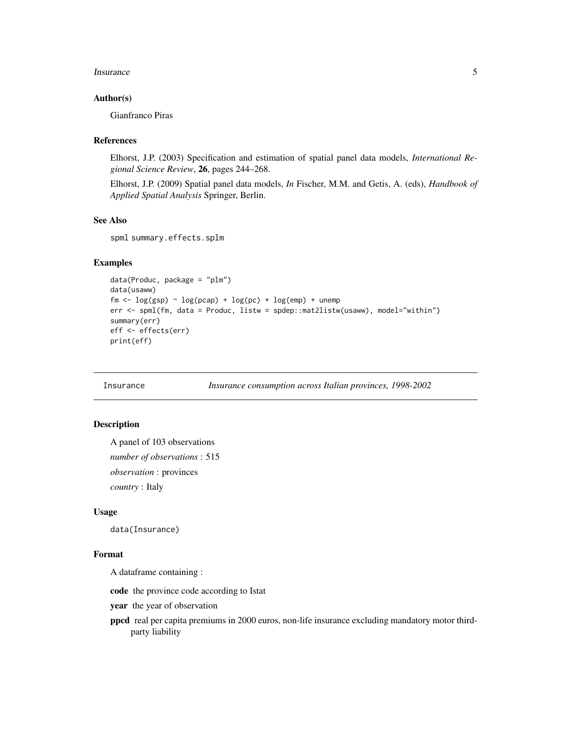### Author(s)

Gianfranco Piras

### References

Elhorst, J.P. (2003) Specification and estimation of spatial panel data models, *International Regional Science Review*, **26**, pages 244–268.

Elhorst, J.P. (2009) Spatial panel data models, *In* Fischer, M.M. and Getis, A. (eds), *Handbook of Applied Spatial Analysis* Springer, Berlin.

### See Also

spml summary.effects.splm

### Examples

```
data(Produc, package = "plm")
data(usaww)
fm <- log(gsp) ~ log(pcap) + log(pc) + log(emp) + unemp
err <- spml(fm, data = Produc, listw = spdep::mat2listw(usaww), model="within")
summary(err)
eff <- effects(err)
print(eff)
```

---

## Insurance — *Insurance consumption across Italian provinces, 1998-2002*

---

### Description

A panel of 103 observations

*number of observations* : 515

*observation* : provinces

*country* : Italy

### Usage

```
data(Insurance)
```

### Format

A dataframe containing :

**code** the province code according to Istat

**year** the year of observation

**ppcd** real per capita premiums in 2000 euros, non-life insurance excluding mandatory motor third-party liability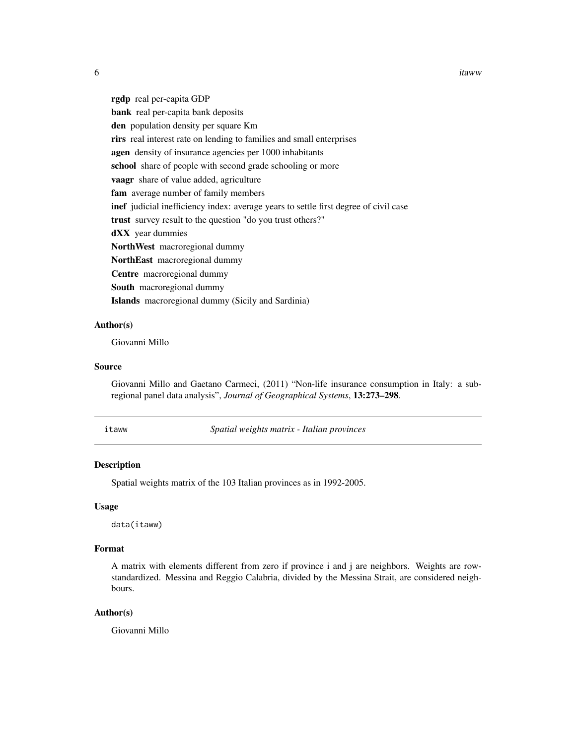**rgdp** real per-capita GDP

**bank** real per-capita bank deposits

**den** population density per square Km

**rirs** real interest rate on lending to families and small enterprises

**agen** density of insurance agencies per 1000 inhabitants

**school** share of people with second grade schooling or more

**vaagr** share of value added, agriculture

**fam** average number of family members

**inef** judicial inefficiency index: average years to settle first degree of civil case

**trust** survey result to the question "do you trust others?"

**dXX** year dummies

**NorthWest** macroregional dummy

**NorthEast** macroregional dummy

**Centre** macroregional dummy

**South** macroregional dummy

**Islands** macroregional dummy (Sicily and Sardinia)

### Author(s)

Giovanni Millo

### Source

Giovanni Millo and Gaetano Carmeci, (2011) "Non-life insurance consumption in Italy: a sub-regional panel data analysis", *Journal of Geographical Systems*, **13:273–298**.

---

## itaww — *Spatial weights matrix - Italian provinces*

### Description

Spatial weights matrix of the 103 Italian provinces as in 1992-2005.

### Usage

```
data(itaww)
```

### Format

A matrix with elements different from zero if province i and j are neighbors. Weights are row-standardized. Messina and Reggio Calabria, divided by the Messina Strait, are considered neighbours.

### Author(s)

Giovanni Millo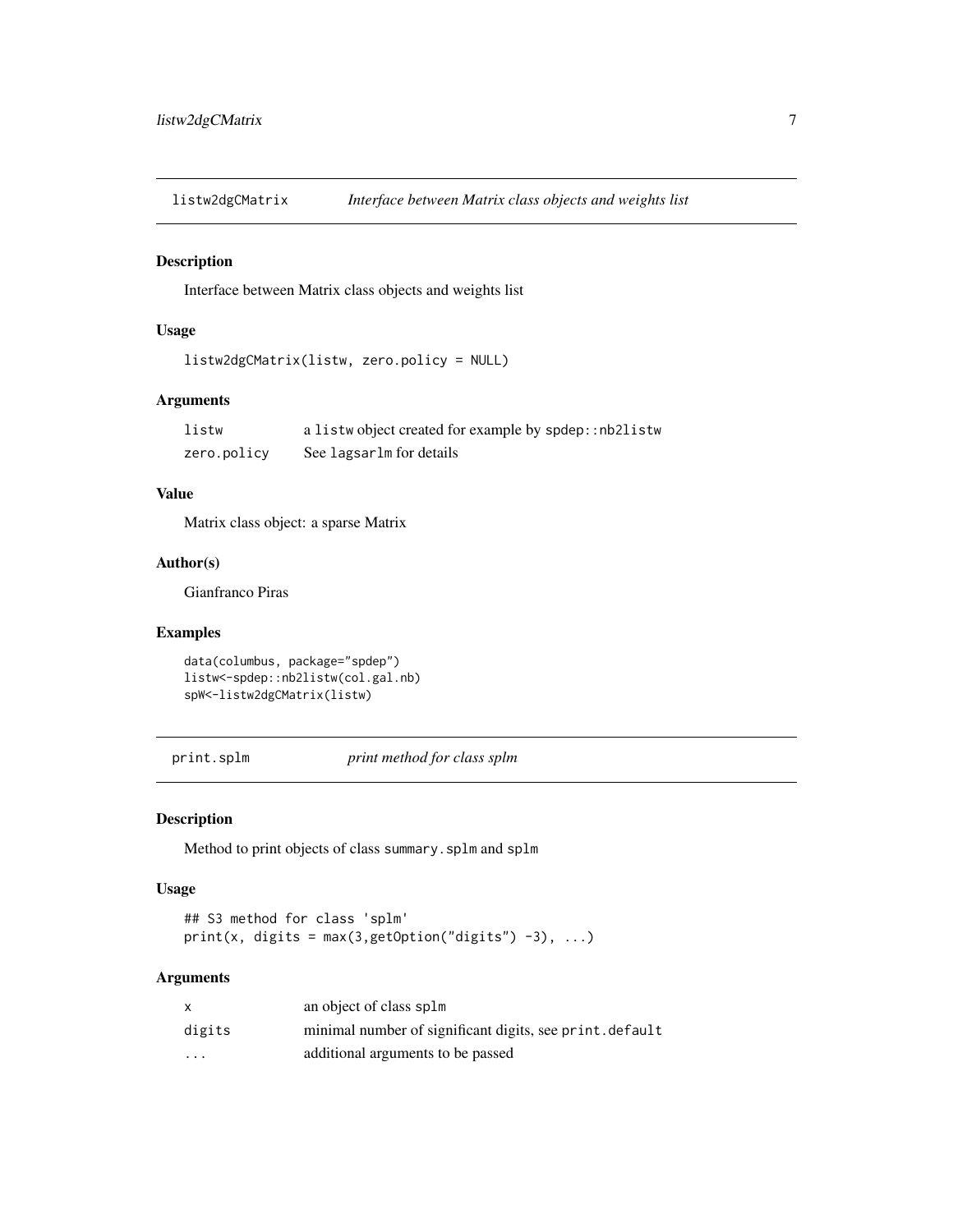## listw2dgCMatrix *Interface between Matrix class objects and weights list*

### Description

Interface between Matrix class objects and weights list

### Usage

```
listw2dgCMatrix(listw, zero.policy = NULL)
```

### Arguments

| | |
|---|---|
| `listw` | a `listw` object created for example by `spdep::nb2listw` |
| `zero.policy` | See `lagsarlm` for details |

### Value

Matrix class object: a sparse Matrix

### Author(s)

Gianfranco Piras

### Examples

```
data(columbus, package="spdep")
listw<-spdep::nb2listw(col.gal.nb)
spW<-listw2dgCMatrix(listw)
```

## print.splm *print method for class splm*

### Description

Method to print objects of class `summary.splm` and `splm`

### Usage

```
## S3 method for class 'splm'
print(x, digits = max(3,getOption("digits") -3), ...)
```

### Arguments

| | |
|---|---|
| `x` | an object of class `splm` |
| `digits` | minimal number of significant digits, see `print.default` |
| `...` | additional arguments to be passed |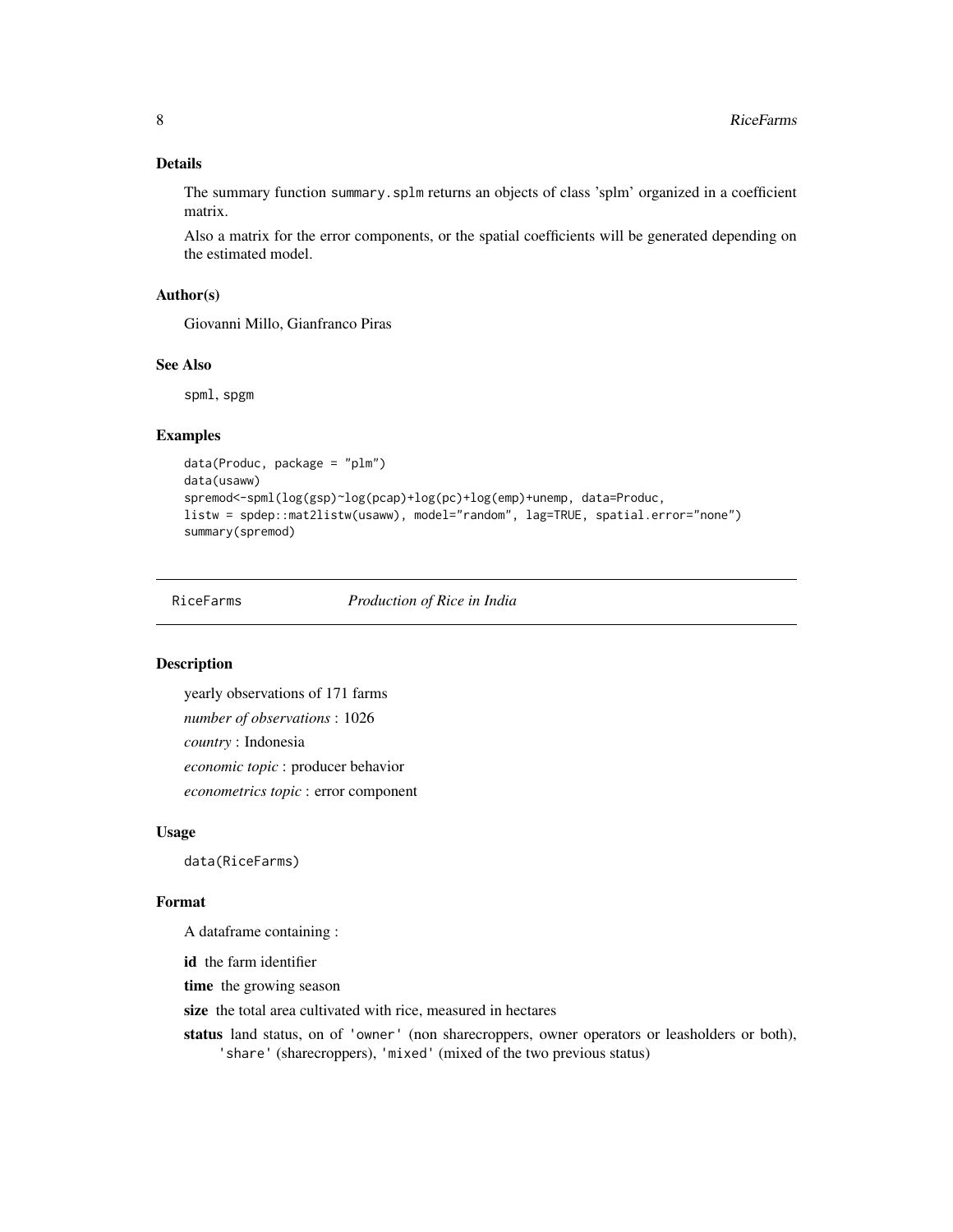### Details

The summary function summary.splm returns an objects of class 'splm' organized in a coefficient matrix.

Also a matrix for the error components, or the spatial coefficients will be generated depending on the estimated model.

### Author(s)

Giovanni Millo, Gianfranco Piras

### See Also

spml, spgm

### Examples

```
data(Produc, package = "plm")
data(usaww)
spremod<-spml(log(gsp)~log(pcap)+log(pc)+log(emp)+unemp, data=Produc,
listw = spdep::mat2listw(usaww), model="random", lag=TRUE, spatial.error="none")
summary(spremod)
```

---

## RiceFarms *Production of Rice in India*

### Description

yearly observations of 171 farms

*number of observations* : 1026

*country* : Indonesia

*economic topic* : producer behavior

*econometrics topic* : error component

### Usage

```
data(RiceFarms)
```

### Format

A dataframe containing :

**id** the farm identifier

**time** the growing season

**size** the total area cultivated with rice, measured in hectares

**status** land status, on of 'owner' (non sharecroppers, owner operators or leasholders or both), 'share' (sharecroppers), 'mixed' (mixed of the two previous status)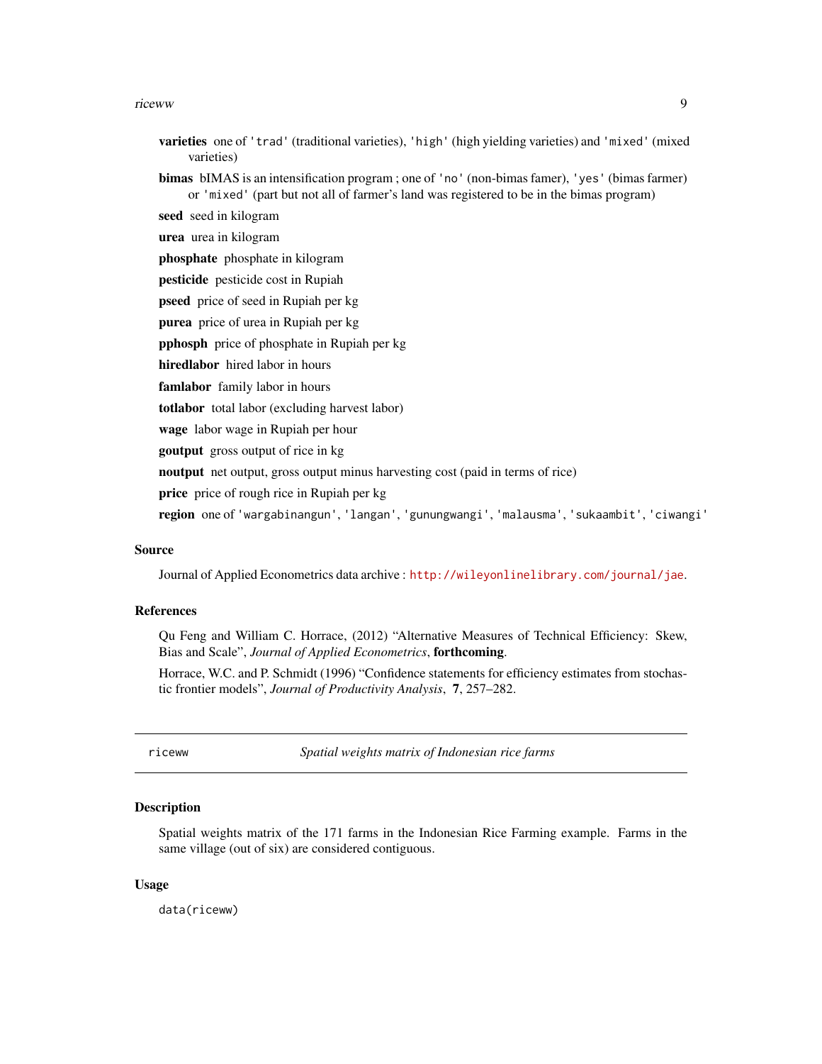**varieties** one of 'trad' (traditional varieties), 'high' (high yielding varieties) and 'mixed' (mixed varieties)

**bimas** bIMAS is an intensification program ; one of 'no' (non-bimas famer), 'yes' (bimas farmer) or 'mixed' (part but not all of farmer's land was registered to be in the bimas program)

**seed** seed in kilogram

**urea** urea in kilogram

**phosphate** phosphate in kilogram

**pesticide** pesticide cost in Rupiah

**pseed** price of seed in Rupiah per kg

**purea** price of urea in Rupiah per kg

**pphosph** price of phosphate in Rupiah per kg

**hiredlabor** hired labor in hours

**famlabor** family labor in hours

**totlabor** total labor (excluding harvest labor)

**wage** labor wage in Rupiah per hour

**goutput** gross output of rice in kg

**noutput** net output, gross output minus harvesting cost (paid in terms of rice)

**price** price of rough rice in Rupiah per kg

**region** one of 'wargabinangun', 'langan', 'gunungwangi', 'malausma', 'sukaambit', 'ciwangi'

### Source

Journal of Applied Econometrics data archive : http://wileyonlinelibrary.com/journal/jae.

### References

Qu Feng and William C. Horrace, (2012) "Alternative Measures of Technical Efficiency: Skew, Bias and Scale", *Journal of Applied Econometrics*, **forthcoming**.

Horrace, W.C. and P. Schmidt (1996) "Confidence statements for efficiency estimates from stochastic frontier models", *Journal of Productivity Analysis*, **7**, 257–282.

---

## riceww — *Spatial weights matrix of Indonesian rice farms*

### Description

Spatial weights matrix of the 171 farms in the Indonesian Rice Farming example. Farms in the same village (out of six) are considered contiguous.

### Usage

```
data(riceww)
```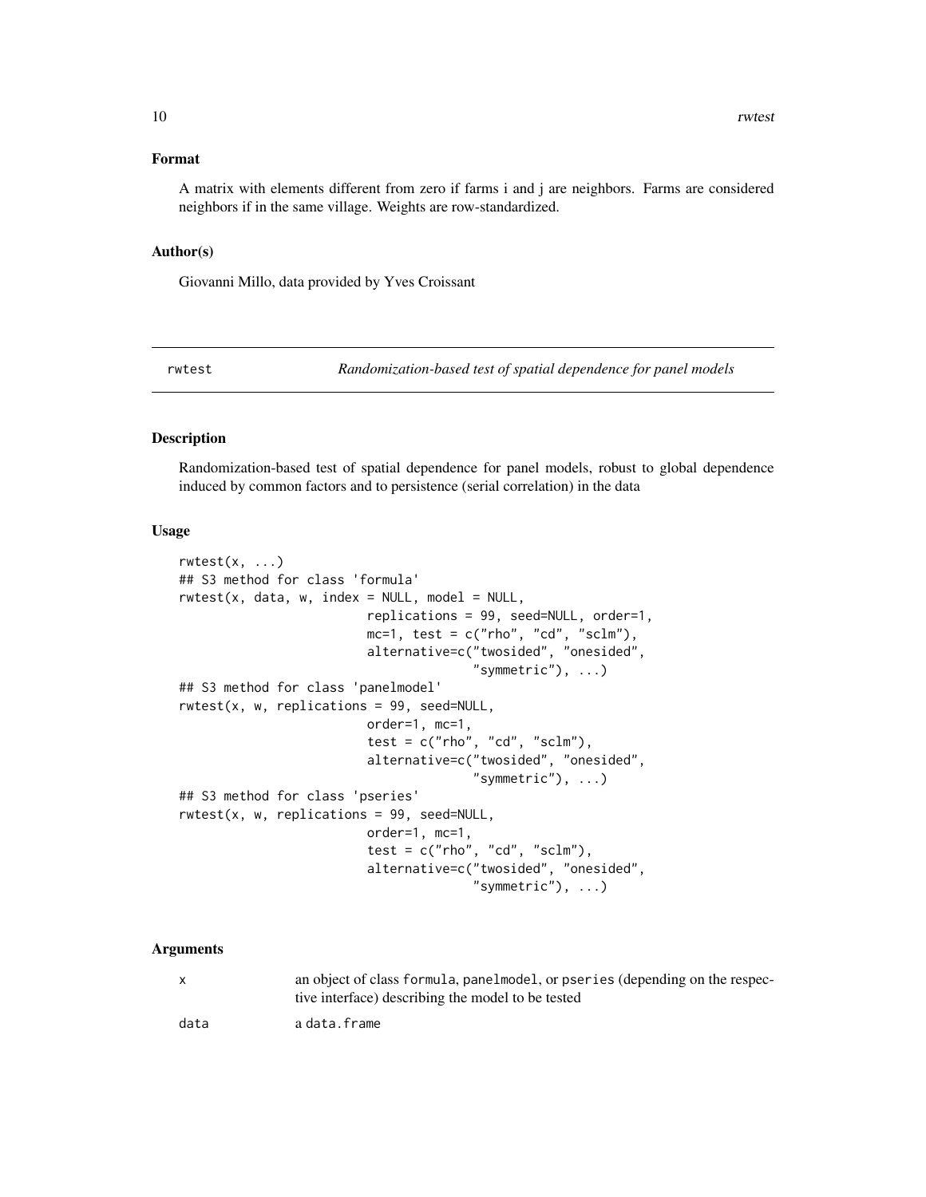### Format

A matrix with elements different from zero if farms i and j are neighbors. Farms are considered neighbors if in the same village. Weights are row-standardized.

### Author(s)

Giovanni Millo, data provided by Yves Croissant

---

## rwtest — *Randomization-based test of spatial dependence for panel models*

### Description

Randomization-based test of spatial dependence for panel models, robust to global dependence induced by common factors and to persistence (serial correlation) in the data

### Usage

```
rwtest(x, ...)
## S3 method for class 'formula'
rwtest(x, data, w, index = NULL, model = NULL,
                        replications = 99, seed=NULL, order=1,
                        mc=1, test = c("rho", "cd", "sclm"),
                        alternative=c("twosided", "onesided",
                                      "symmetric"), ...)
## S3 method for class 'panelmodel'
rwtest(x, w, replications = 99, seed=NULL,
                        order=1, mc=1,
                        test = c("rho", "cd", "sclm"),
                        alternative=c("twosided", "onesided",
                                      "symmetric"), ...)
## S3 method for class 'pseries'
rwtest(x, w, replications = 99, seed=NULL,
                        order=1, mc=1,
                        test = c("rho", "cd", "sclm"),
                        alternative=c("twosided", "onesided",
                                      "symmetric"), ...)
```

### Arguments

| | |
|---|---|
| x | an object of class `formula`, `panelmodel`, or `pseries` (depending on the respective interface) describing the model to be tested |
| data | a `data.frame` |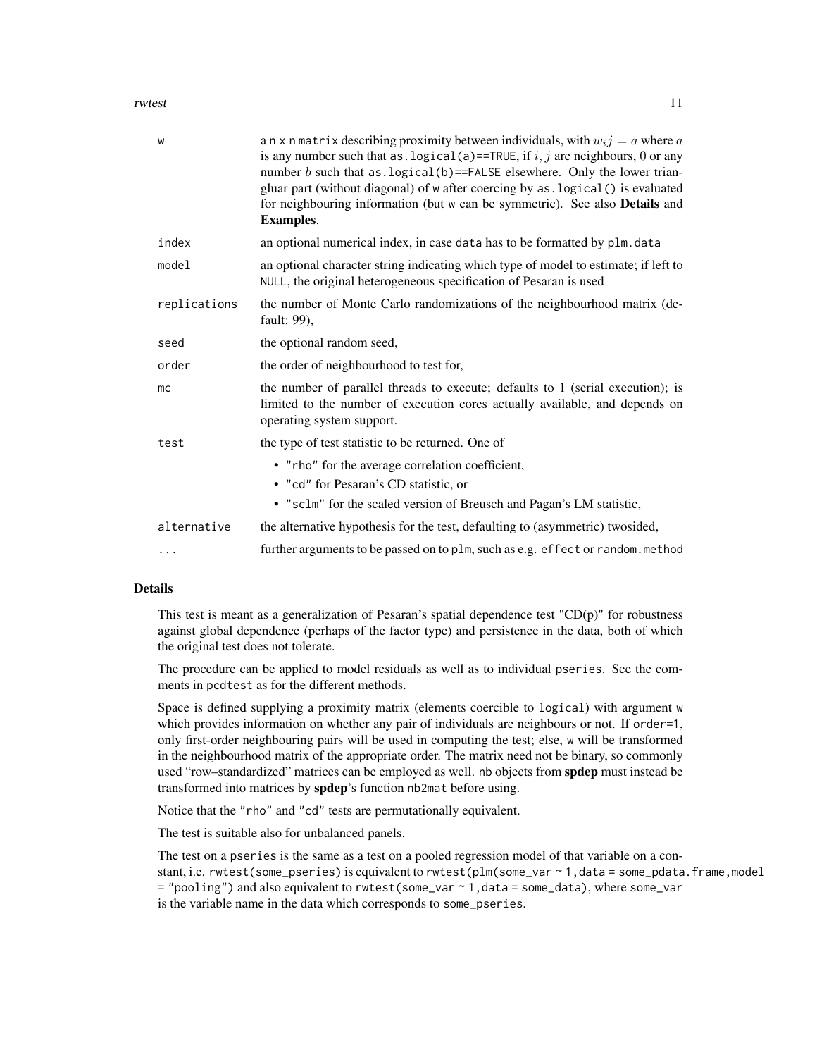| | |
|---|---|
| w | a n x n matrix describing proximity between individuals, with $w_ij = a$ where $a$ is any number such that as.logical(a)==TRUE, if $i, j$ are neighbours, $0$ or any number $b$ such that as.logical(b)==FALSE elsewhere. Only the lower triangluar part (without diagonal) of w after coercing by as.logical() is evaluated for neighbouring information (but w can be symmetric). See also **Details** and **Examples**. |
| index | an optional numerical index, in case data has to be formatted by plm.data |
| model | an optional character string indicating which type of model to estimate; if left to NULL, the original heterogeneous specification of Pesaran is used |
| replications | the number of Monte Carlo randomizations of the neighbourhood matrix (default: 99), |
| seed | the optional random seed, |
| order | the order of neighbourhood to test for, |
| mc | the number of parallel threads to execute; defaults to 1 (serial execution); is limited to the number of execution cores actually available, and depends on operating system support. |
| test | the type of test statistic to be returned. One of<br>• "rho" for the average correlation coefficient,<br>• "cd" for Pesaran's CD statistic, or<br>• "sclm" for the scaled version of Breusch and Pagan's LM statistic, |
| alternative | the alternative hypothesis for the test, defaulting to (asymmetric) twosided, |
| ... | further arguments to be passed on to plm, such as e.g. effect or random.method |

## Details

This test is meant as a generalization of Pesaran's spatial dependence test "CD(p)" for robustness against global dependence (perhaps of the factor type) and persistence in the data, both of which the original test does not tolerate.

The procedure can be applied to model residuals as well as to individual pseries. See the comments in pcdtest as for the different methods.

Space is defined supplying a proximity matrix (elements coercible to logical) with argument w which provides information on whether any pair of individuals are neighbours or not. If order=1, only first-order neighbouring pairs will be used in computing the test; else, w will be transformed in the neighbourhood matrix of the appropriate order. The matrix need not be binary, so commonly used "row–standardized" matrices can be employed as well. nb objects from **spdep** must instead be transformed into matrices by **spdep**'s function nb2mat before using.

Notice that the "rho" and "cd" tests are permutationally equivalent.

The test is suitable also for unbalanced panels.

The test on a pseries is the same as a test on a pooled regression model of that variable on a constant, i.e. rwtest(some_pseries) is equivalent to rwtest(plm(some_var ~ 1, data = some_pdata.frame, model = "pooling") and also equivalent to rwtest(some_var ~ 1, data = some_data), where some_var is the variable name in the data which corresponds to some_pseries.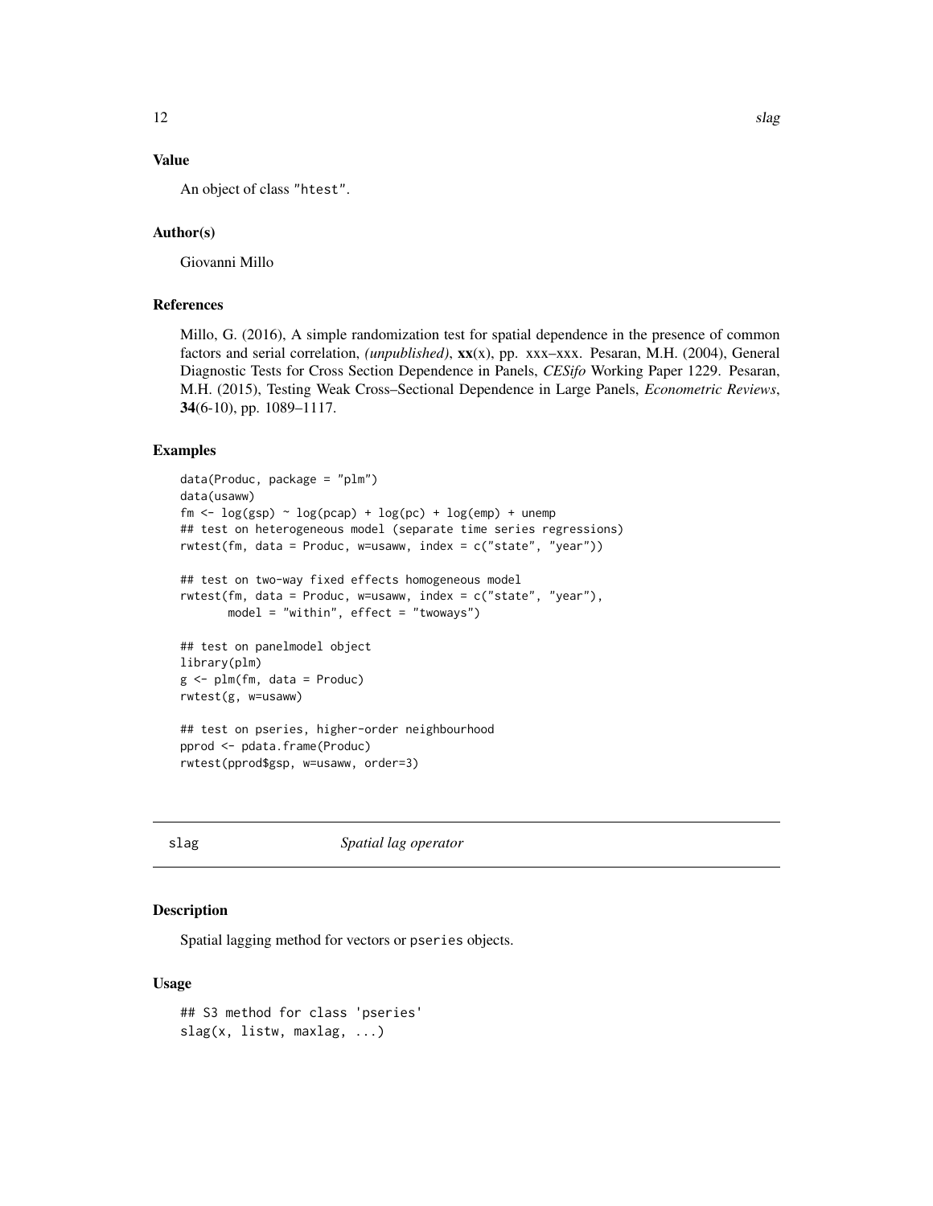### Value

An object of class "htest".

### Author(s)

Giovanni Millo

### References

Millo, G. (2016), A simple randomization test for spatial dependence in the presence of common factors and serial correlation, *(unpublished)*, **xx**(x), pp. xxx–xxx. Pesaran, M.H. (2004), General Diagnostic Tests for Cross Section Dependence in Panels, *CESifo* Working Paper 1229. Pesaran, M.H. (2015), Testing Weak Cross–Sectional Dependence in Large Panels, *Econometric Reviews*, **34**(6-10), pp. 1089–1117.

### Examples

```
data(Produc, package = "plm")
data(usaww)
fm <- log(gsp) ~ log(pcap) + log(pc) + log(emp) + unemp
## test on heterogeneous model (separate time series regressions)
rwtest(fm, data = Produc, w=usaww, index = c("state", "year"))

## test on two-way fixed effects homogeneous model
rwtest(fm, data = Produc, w=usaww, index = c("state", "year"),
       model = "within", effect = "twoways")

## test on panelmodel object
library(plm)
g <- plm(fm, data = Produc)
rwtest(g, w=usaww)

## test on pseries, higher-order neighbourhood
pprod <- pdata.frame(Produc)
rwtest(pprod$gsp, w=usaww, order=3)
```

---

## slag *Spatial lag operator*

### Description

Spatial lagging method for vectors or pseries objects.

### Usage

```
## S3 method for class 'pseries'
slag(x, listw, maxlag, ...)
```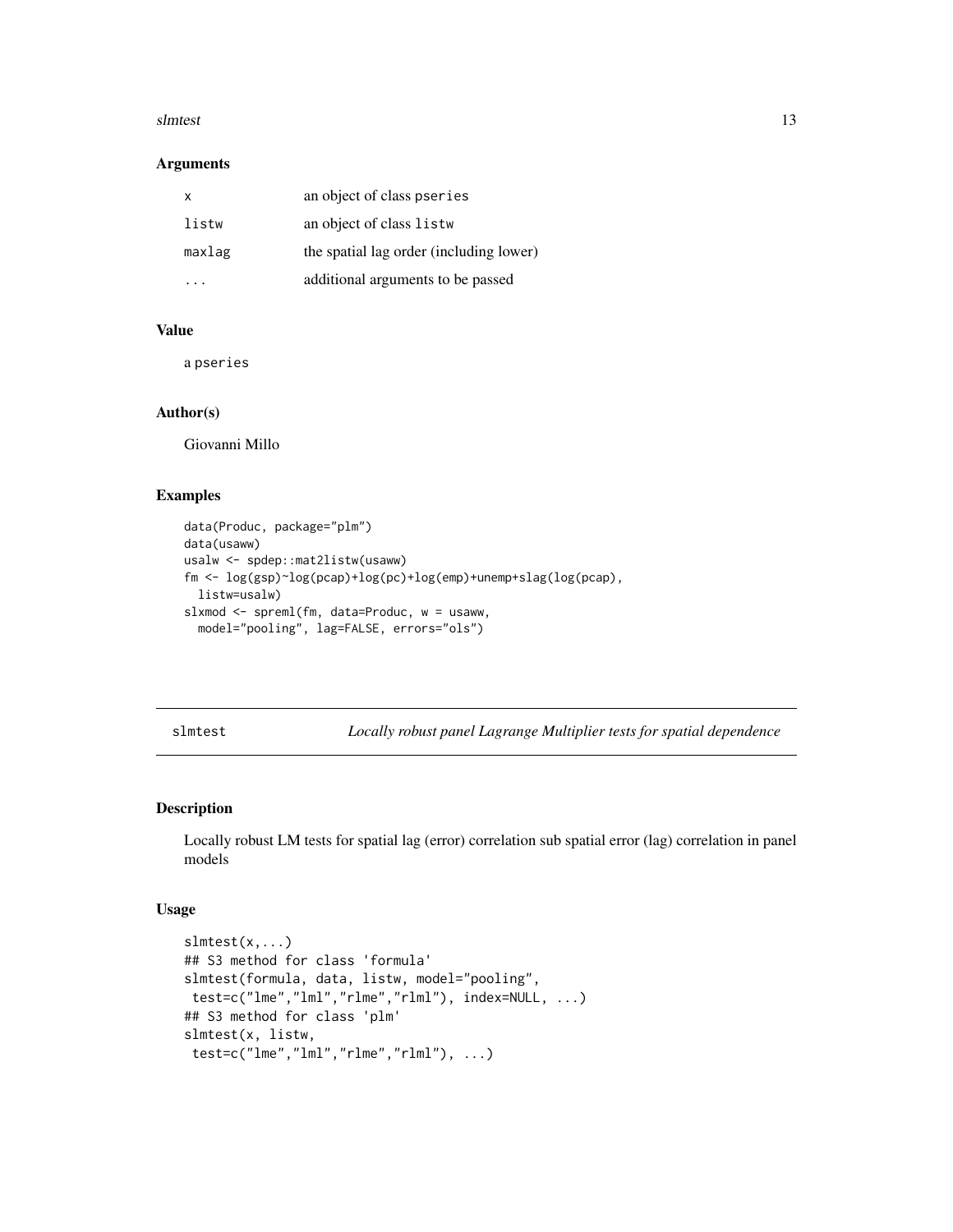### Arguments

| | |
|---|---|
| x | an object of class pseries |
| listw | an object of class listw |
| maxlag | the spatial lag order (including lower) |
| ... | additional arguments to be passed |

### Value

a pseries

### Author(s)

Giovanni Millo

### Examples

```
data(Produc, package="plm")
data(usaww)
usalw <- spdep::mat2listw(usaww)
fm <- log(gsp)~log(pcap)+log(pc)+log(emp)+unemp+slag(log(pcap),
  listw=usalw)
slxmod <- spreml(fm, data=Produc, w = usaww,
  model="pooling", lag=FALSE, errors="ols")
```

---

## slmtest — *Locally robust panel Lagrange Multiplier tests for spatial dependence*

### Description

Locally robust LM tests for spatial lag (error) correlation sub spatial error (lag) correlation in panel models

### Usage

```
slmtest(x,...)
## S3 method for class 'formula'
slmtest(formula, data, listw, model="pooling",
 test=c("lme","lml","rlme","rlml"), index=NULL, ...)
## S3 method for class 'plm'
slmtest(x, listw,
 test=c("lme","lml","rlme","rlml"), ...)
```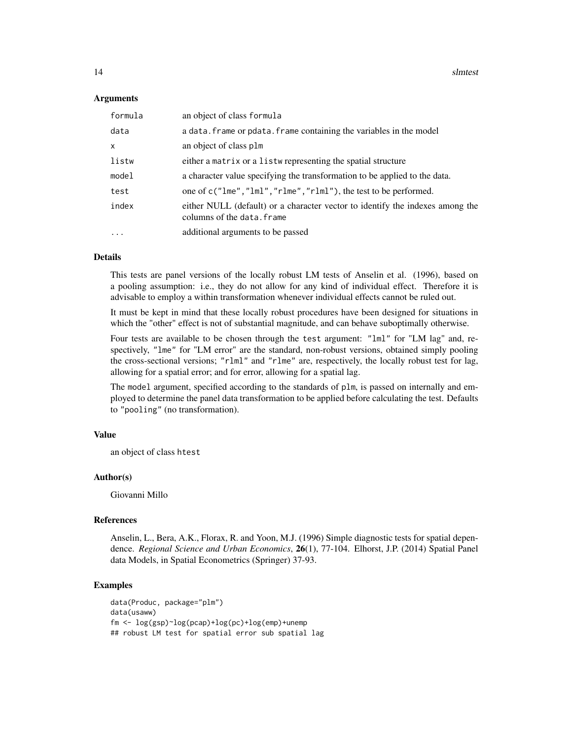## Arguments

| | |
|---|---|
| formula | an object of class formula |
| data | a data.frame or pdata.frame containing the variables in the model |
| x | an object of class plm |
| listw | either a matrix or a listw representing the spatial structure |
| model | a character value specifying the transformation to be applied to the data. |
| test | one of c("lme","lml","rlme","rlml"), the test to be performed. |
| index | either NULL (default) or a character vector to identify the indexes among the columns of the data.frame |
| ... | additional arguments to be passed |

## Details

This tests are panel versions of the locally robust LM tests of Anselin et al. (1996), based on a pooling assumption: i.e., they do not allow for any kind of individual effect. Therefore it is advisable to employ a within transformation whenever individual effects cannot be ruled out.

It must be kept in mind that these locally robust procedures have been designed for situations in which the "other" effect is not of substantial magnitude, and can behave suboptimally otherwise.

Four tests are available to be chosen through the test argument: "lml" for "LM lag" and, respectively, "lme" for "LM error" are the standard, non-robust versions, obtained simply pooling the cross-sectional versions; "rlml" and "rlme" are, respectively, the locally robust test for lag, allowing for a spatial error; and for error, allowing for a spatial lag.

The model argument, specified according to the standards of plm, is passed on internally and employed to determine the panel data transformation to be applied before calculating the test. Defaults to "pooling" (no transformation).

## Value

an object of class htest

## Author(s)

Giovanni Millo

## References

Anselin, L., Bera, A.K., Florax, R. and Yoon, M.J. (1996) Simple diagnostic tests for spatial dependence. *Regional Science and Urban Economics*, **26**(1), 77-104. Elhorst, J.P. (2014) Spatial Panel data Models, in Spatial Econometrics (Springer) 37-93.

## Examples

```
data(Produc, package="plm")
data(usaww)
fm <- log(gsp)~log(pcap)+log(pc)+log(emp)+unemp
## robust LM test for spatial error sub spatial lag
```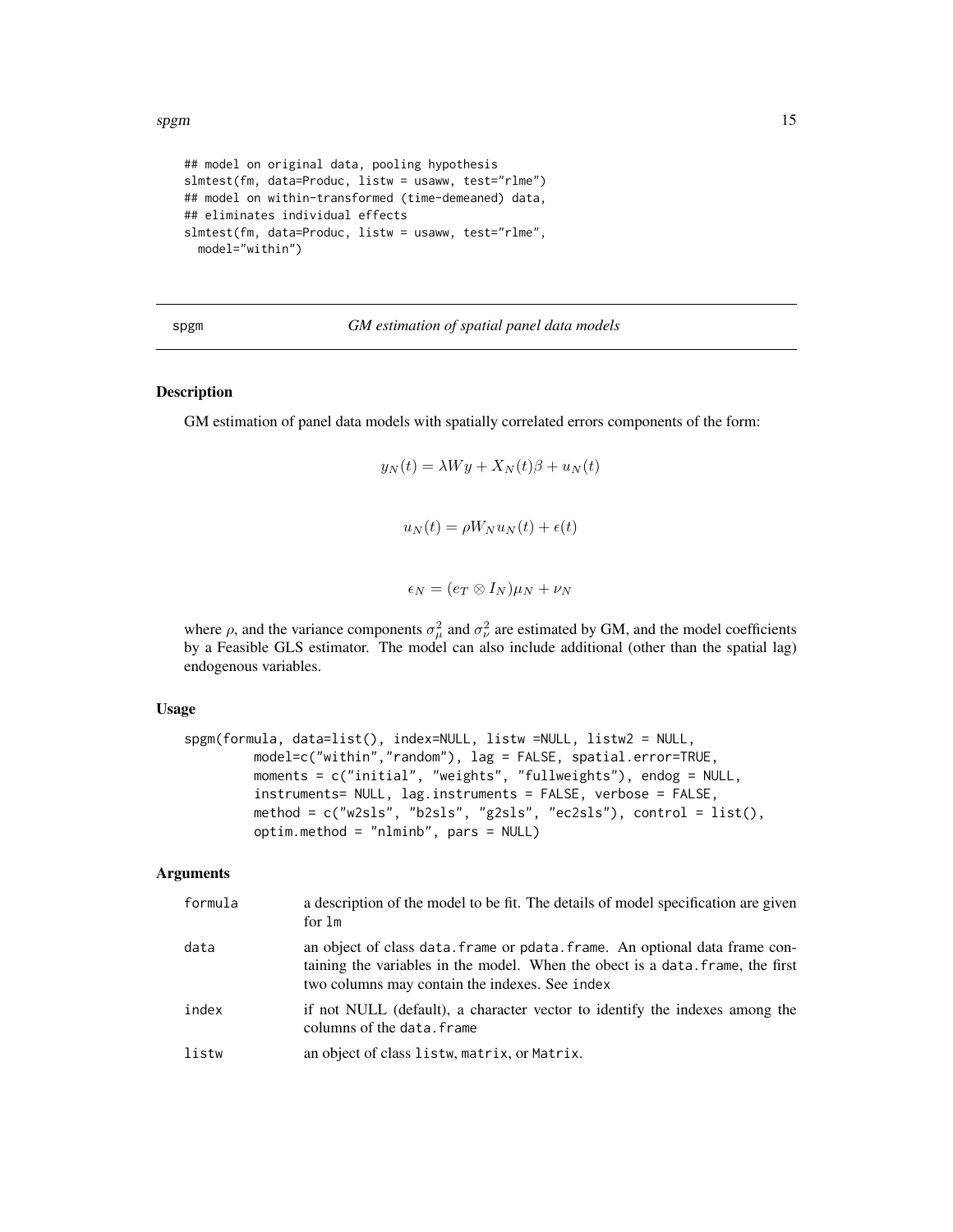```
## model on original data, pooling hypothesis
slmtest(fm, data=Produc, listw = usaww, test="rlme")
## model on within-transformed (time-demeaned) data,
## eliminates individual effects
slmtest(fm, data=Produc, listw = usaww, test="rlme",
  model="within")
```

---

spgm *GM estimation of spatial panel data models*

---

## Description

GM estimation of panel data models with spatially correlated errors components of the form:

$$y_N(t) = \lambda W y + X_N(t)\beta + u_N(t)$$

$$u_N(t) = \rho W_N u_N(t) + \epsilon(t)$$

$$\epsilon_N = (e_T \otimes I_N)\mu_N + \nu_N$$

where $\rho$, and the variance components $\sigma^2_\mu$ and $\sigma^2_\nu$ are estimated by GM, and the model coefficients by a Feasible GLS estimator. The model can also include additional (other than the spatial lag) endogenous variables.

## Usage

```
spgm(formula, data=list(), index=NULL, listw =NULL, listw2 = NULL,
        model=c("within","random"), lag = FALSE, spatial.error=TRUE,
        moments = c("initial", "weights", "fullweights"), endog = NULL,
        instruments= NULL, lag.instruments = FALSE, verbose = FALSE,
        method = c("w2sls", "b2sls", "g2sls", "ec2sls"), control = list(),
        optim.method = "nlminb", pars = NULL)
```

## Arguments

| | |
|---|---|
| formula | a description of the model to be fit. The details of model specification are given for lm |
| data | an object of class data.frame or pdata.frame. An optional data frame containing the variables in the model. When the obect is a data.frame, the first two columns may contain the indexes. See index |
| index | if not NULL (default), a character vector to identify the indexes among the columns of the data.frame |
| listw | an object of class listw, matrix, or Matrix. |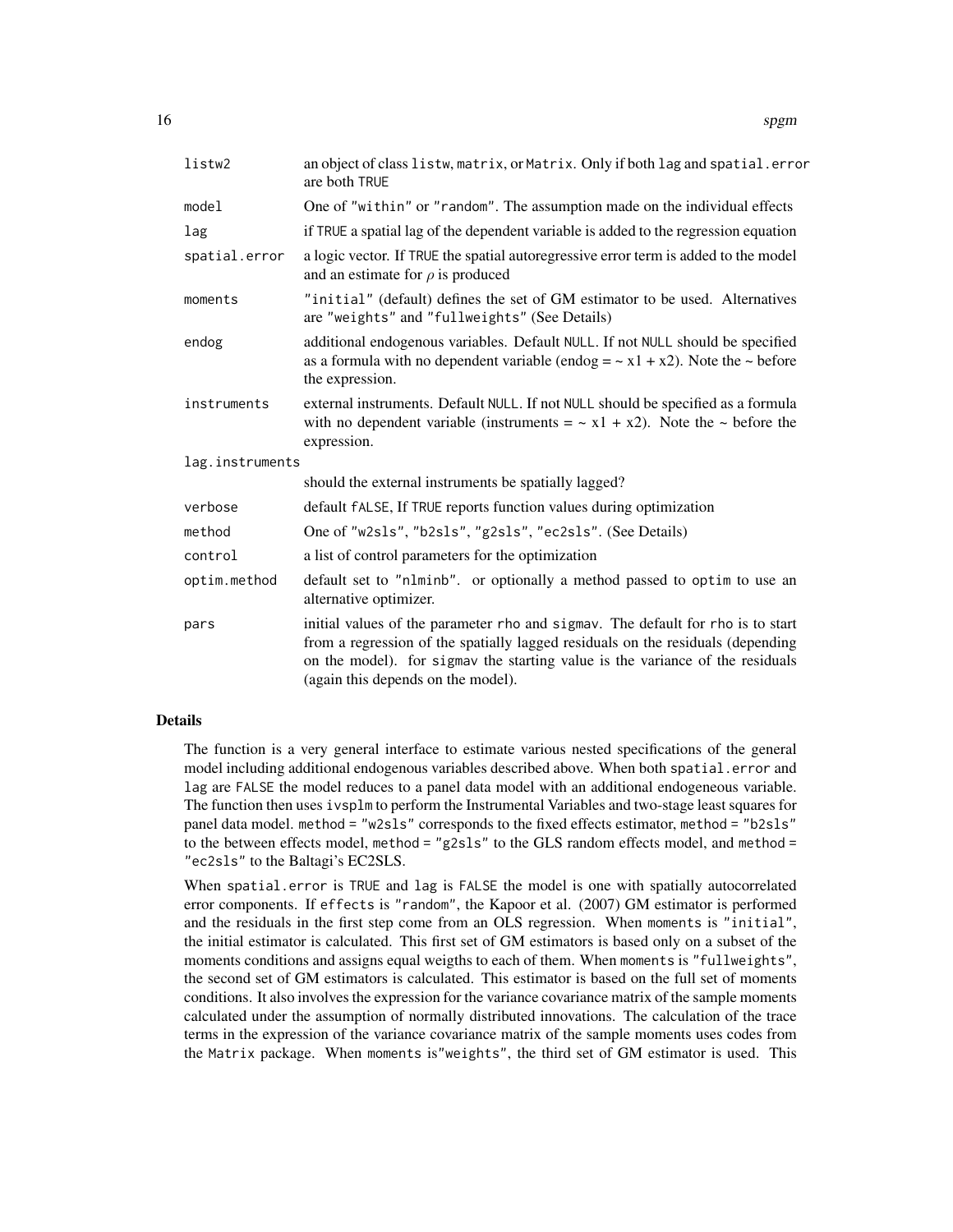| | |
|---|---|
| listw2 | an object of class listw, matrix, or Matrix. Only if both lag and spatial.error are both TRUE |
| model | One of "within" or "random". The assumption made on the individual effects |
| lag | if TRUE a spatial lag of the dependent variable is added to the regression equation |
| spatial.error | a logic vector. If TRUE the spatial autoregressive error term is added to the model and an estimate for $\rho$ is produced |
| moments | "initial" (default) defines the set of GM estimator to be used. Alternatives are "weights" and "fullweights" (See Details) |
| endog | additional endogenous variables. Default NULL. If not NULL should be specified as a formula with no dependent variable (endog = ~ x1 + x2). Note the ~ before the expression. |
| instruments | external instruments. Default NULL. If not NULL should be specified as a formula with no dependent variable (instruments = ~ x1 + x2). Note the ~ before the expression. |
| lag.instruments | should the external instruments be spatially lagged? |
| verbose | default fALSE, If TRUE reports function values during optimization |
| method | One of "w2sls", "b2sls", "g2sls", "ec2sls". (See Details) |
| control | a list of control parameters for the optimization |
| optim.method | default set to "nlminb". or optionally a method passed to optim to use an alternative optimizer. |
| pars | initial values of the parameter rho and sigmav. The default for rho is to start from a regression of the spatially lagged residuals on the residuals (depending on the model). for sigmav the starting value is the variance of the residuals (again this depends on the model). |

## Details

The function is a very general interface to estimate various nested specifications of the general model including additional endogenous variables described above. When both spatial.error and lag are FALSE the model reduces to a panel data model with an additional endogeneous variable. The function then uses ivsplm to perform the Instrumental Variables and two-stage least squares for panel data model. method = "w2sls" corresponds to the fixed effects estimator, method = "b2sls" to the between effects model, method = "g2sls" to the GLS random effects model, and method = "ec2sls" to the Baltagi's EC2SLS.

When spatial.error is TRUE and lag is FALSE the model is one with spatially autocorrelated error components. If effects is "random", the Kapoor et al. (2007) GM estimator is performed and the residuals in the first step come from an OLS regression. When moments is "initial", the initial estimator is calculated. This first set of GM estimators is based only on a subset of the moments conditions and assigns equal weigths to each of them. When moments is "fullweights", the second set of GM estimators is calculated. This estimator is based on the full set of moments conditions. It also involves the expression for the variance covariance matrix of the sample moments calculated under the assumption of normally distributed innovations. The calculation of the trace terms in the expression of the variance covariance matrix of the sample moments uses codes from the Matrix package. When moments is"weights", the third set of GM estimator is used. This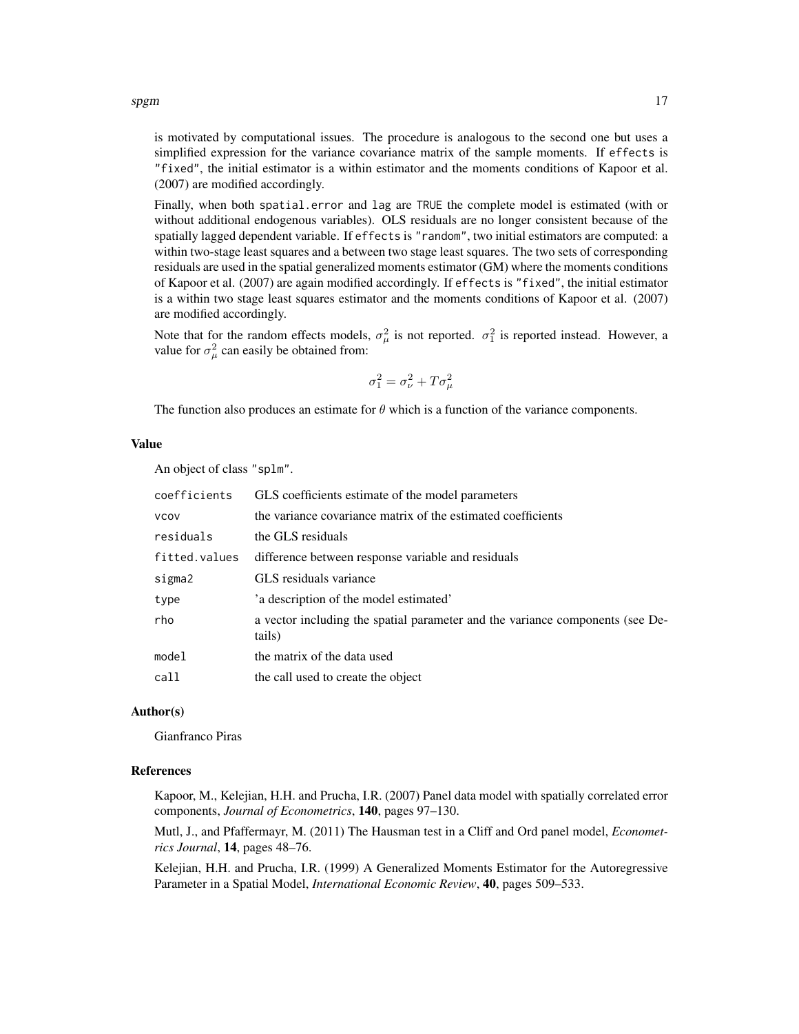is motivated by computational issues. The procedure is analogous to the second one but uses a simplified expression for the variance covariance matrix of the sample moments. If `effects` is `"fixed"`, the initial estimator is a within estimator and the moments conditions of Kapoor et al. (2007) are modified accordingly.

Finally, when both `spatial.error` and `lag` are `TRUE` the complete model is estimated (with or without additional endogenous variables). OLS residuals are no longer consistent because of the spatially lagged dependent variable. If `effects` is `"random"`, two initial estimators are computed: a within two-stage least squares and a between two stage least squares. The two sets of corresponding residuals are used in the spatial generalized moments estimator (GM) where the moments conditions of Kapoor et al. (2007) are again modified accordingly. If `effects` is `"fixed"`, the initial estimator is a within two stage least squares estimator and the moments conditions of Kapoor et al. (2007) are modified accordingly.

Note that for the random effects models, $\sigma^2_\mu$ is not reported. $\sigma^2_1$ is reported instead. However, a value for $\sigma^2_\mu$ can easily be obtained from:

$$\sigma^2_1 = \sigma^2_\nu + T\sigma^2_\mu$$

The function also produces an estimate for $\theta$ which is a function of the variance components.

### Value

An object of class `"splm"`.

| | |
|---|---|
| `coefficients` | GLS coefficients estimate of the model parameters |
| `vcov` | the variance covariance matrix of the estimated coefficients |
| `residuals` | the GLS residuals |
| `fitted.values` | difference between response variable and residuals |
| `sigma2` | GLS residuals variance |
| `type` | 'a description of the model estimated' |
| `rho` | a vector including the spatial parameter and the variance components (see Details) |
| `model` | the matrix of the data used |
| `call` | the call used to create the object |

### Author(s)

Gianfranco Piras

### References

Kapoor, M., Kelejian, H.H. and Prucha, I.R. (2007) Panel data model with spatially correlated error components, *Journal of Econometrics*, **140**, pages 97–130.

Mutl, J., and Pfaffermayr, M. (2011) The Hausman test in a Cliff and Ord panel model, *Econometrics Journal*, **14**, pages 48–76.

Kelejian, H.H. and Prucha, I.R. (1999) A Generalized Moments Estimator for the Autoregressive Parameter in a Spatial Model, *International Economic Review*, **40**, pages 509–533.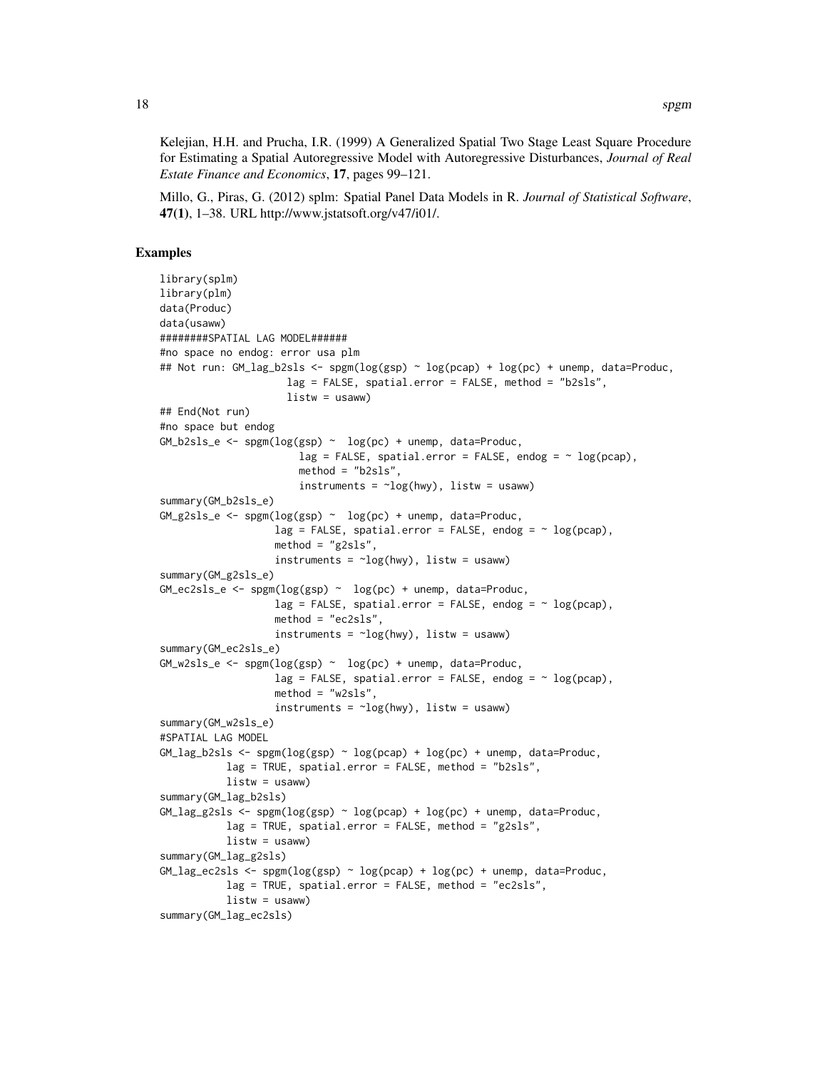Kelejian, H.H. and Prucha, I.R. (1999) A Generalized Spatial Two Stage Least Square Procedure for Estimating a Spatial Autoregressive Model with Autoregressive Disturbances, *Journal of Real Estate Finance and Economics*, **17**, pages 99–121.

Millo, G., Piras, G. (2012) splm: Spatial Panel Data Models in R. *Journal of Statistical Software*, **47(1)**, 1–38. URL http://www.jstatsoft.org/v47/i01/.

## Examples

```
library(splm)
library(plm)
data(Produc)
data(usaww)
########SPATIAL LAG MODEL######
#no space no endog: error usa plm
## Not run: GM_lag_b2sls <- spgm(log(gsp) ~ log(pcap) + log(pc) + unemp, data=Produc,
                    lag = FALSE, spatial.error = FALSE, method = "b2sls",
                    listw = usaww)
## End(Not run)
#no space but endog
GM_b2sls_e <- spgm(log(gsp) ~  log(pc) + unemp, data=Produc,
                      lag = FALSE, spatial.error = FALSE, endog = ~ log(pcap),
                      method = "b2sls",
                      instruments = ~log(hwy), listw = usaww)
summary(GM_b2sls_e)
GM_g2sls_e <- spgm(log(gsp) ~  log(pc) + unemp, data=Produc,
                  lag = FALSE, spatial.error = FALSE, endog = ~ log(pcap),
                  method = "g2sls",
                  instruments = ~log(hwy), listw = usaww)
summary(GM_g2sls_e)
GM_ec2sls_e <- spgm(log(gsp) ~  log(pc) + unemp, data=Produc,
                  lag = FALSE, spatial.error = FALSE, endog = ~ log(pcap),
                  method = "ec2sls",
                  instruments = ~log(hwy), listw = usaww)
summary(GM_ec2sls_e)
GM_w2sls_e <- spgm(log(gsp) ~  log(pc) + unemp, data=Produc,
                  lag = FALSE, spatial.error = FALSE, endog = ~ log(pcap),
                  method = "w2sls",
                  instruments = ~log(hwy), listw = usaww)
summary(GM_w2sls_e)
#SPATIAL LAG MODEL
GM_lag_b2sls <- spgm(log(gsp) ~ log(pcap) + log(pc) + unemp, data=Produc,
          lag = TRUE, spatial.error = FALSE, method = "b2sls",
          listw = usaww)
summary(GM_lag_b2sls)
GM_lag_g2sls <- spgm(log(gsp) ~ log(pcap) + log(pc) + unemp, data=Produc,
          lag = TRUE, spatial.error = FALSE, method = "g2sls",
          listw = usaww)
summary(GM_lag_g2sls)
GM_lag_ec2sls <- spgm(log(gsp) ~ log(pcap) + log(pc) + unemp, data=Produc,
          lag = TRUE, spatial.error = FALSE, method = "ec2sls",
          listw = usaww)
summary(GM_lag_ec2sls)
```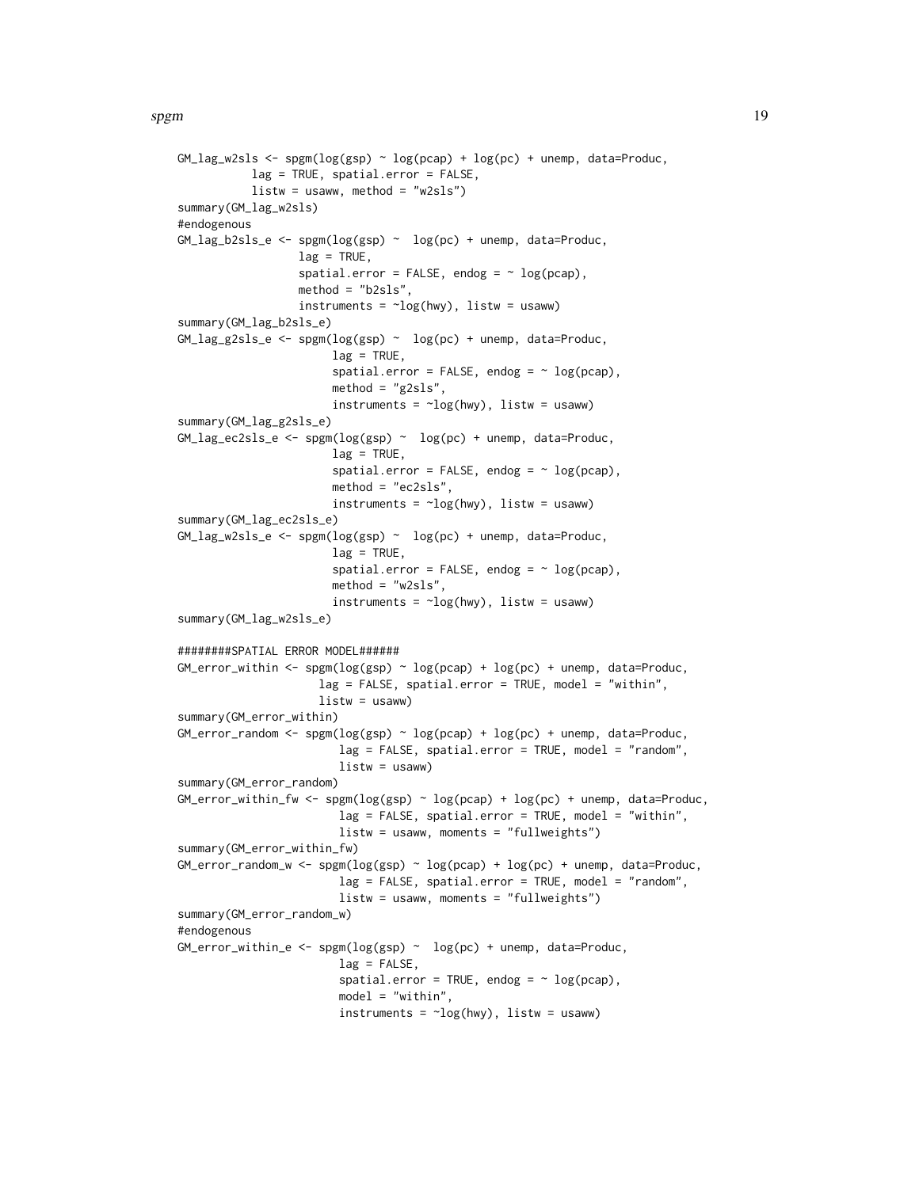```
GM_lag_w2sls <- spgm(log(gsp) ~ log(pcap) + log(pc) + unemp, data=Produc,
           lag = TRUE, spatial.error = FALSE,
           listw = usaww, method = "w2sls")
summary(GM_lag_w2sls)
#endogenous
GM_lag_b2sls_e <- spgm(log(gsp) ~  log(pc) + unemp, data=Produc,
                  lag = TRUE,
                  spatial.error = FALSE, endog = ~ log(pcap),
                  method = "b2sls",
                  instruments = ~log(hwy), listw = usaww)
summary(GM_lag_b2sls_e)
GM_lag_g2sls_e <- spgm(log(gsp) ~  log(pc) + unemp, data=Produc,
                       lag = TRUE,
                       spatial.error = FALSE, endog = ~ log(pcap),
                       method = "g2sls",
                       instruments = ~log(hwy), listw = usaww)
summary(GM_lag_g2sls_e)
GM_lag_ec2sls_e <- spgm(log(gsp) ~  log(pc) + unemp, data=Produc,
                       lag = TRUE,
                       spatial.error = FALSE, endog = ~ log(pcap),
                       method = "ec2sls",
                       instruments = ~log(hwy), listw = usaww)
summary(GM_lag_ec2sls_e)
GM_lag_w2sls_e <- spgm(log(gsp) ~  log(pc) + unemp, data=Produc,
                       lag = TRUE,
                       spatial.error = FALSE, endog = ~ log(pcap),
                       method = "w2sls",
                       instruments = ~log(hwy), listw = usaww)
summary(GM_lag_w2sls_e)

########SPATIAL ERROR MODEL######
GM_error_within <- spgm(log(gsp) ~ log(pcap) + log(pc) + unemp, data=Produc,
                     lag = FALSE, spatial.error = TRUE, model = "within",
                     listw = usaww)
summary(GM_error_within)
GM_error_random <- spgm(log(gsp) ~ log(pcap) + log(pc) + unemp, data=Produc,
                        lag = FALSE, spatial.error = TRUE, model = "random",
                        listw = usaww)
summary(GM_error_random)
GM_error_within_fw <- spgm(log(gsp) ~ log(pcap) + log(pc) + unemp, data=Produc,
                        lag = FALSE, spatial.error = TRUE, model = "within",
                        listw = usaww, moments = "fullweights")
summary(GM_error_within_fw)
GM_error_random_w <- spgm(log(gsp) ~ log(pcap) + log(pc) + unemp, data=Produc,
                        lag = FALSE, spatial.error = TRUE, model = "random",
                        listw = usaww, moments = "fullweights")
summary(GM_error_random_w)
#endogenous
GM_error_within_e <- spgm(log(gsp) ~  log(pc) + unemp, data=Produc,
                        lag = FALSE,
                        spatial.error = TRUE, endog = ~ log(pcap),
                        model = "within",
                        instruments = ~log(hwy), listw = usaww)
```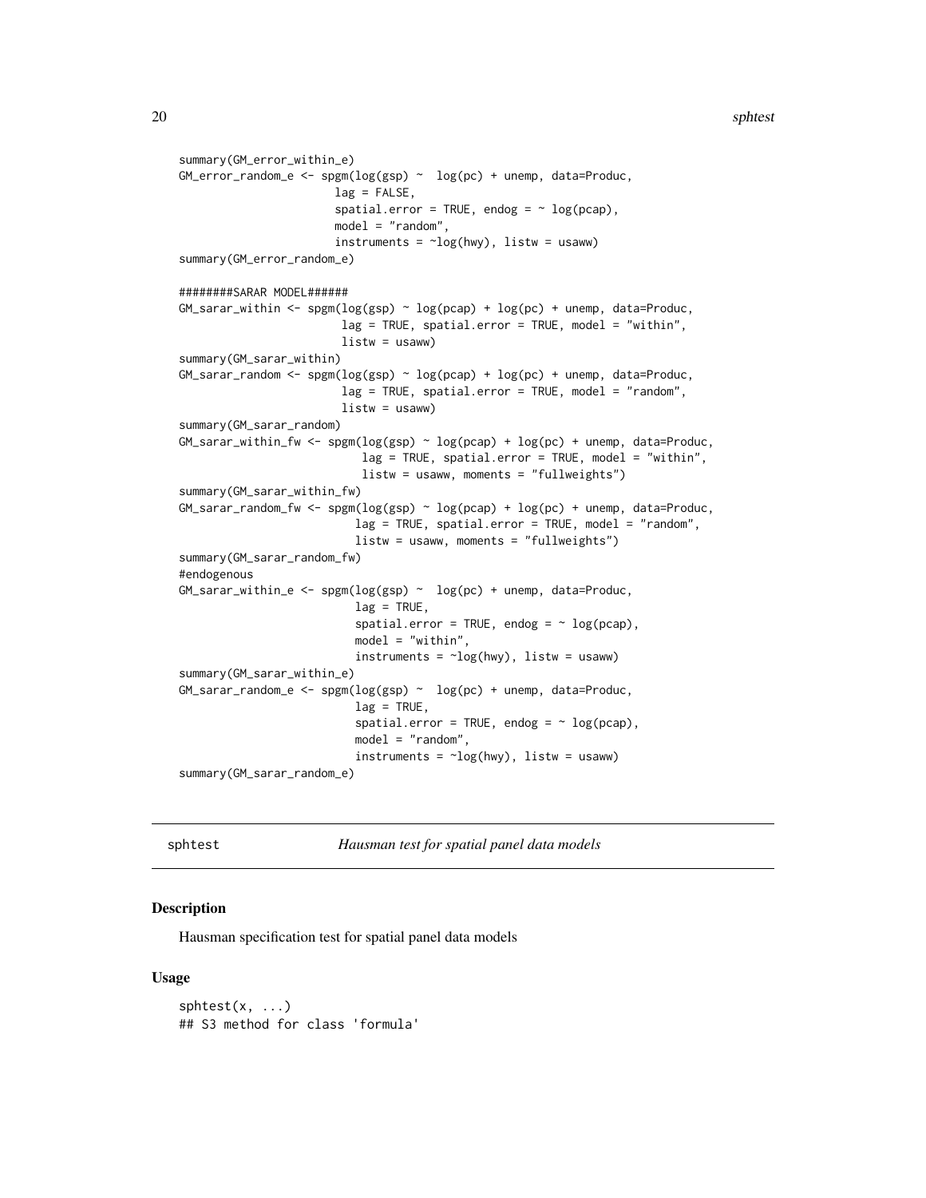```
summary(GM_error_within_e)
GM_error_random_e <- spgm(log(gsp) ~  log(pc) + unemp, data=Produc,
                       lag = FALSE,
                       spatial.error = TRUE, endog = ~ log(pcap),
                       model = "random",
                       instruments = ~log(hwy), listw = usaww)
summary(GM_error_random_e)

########SARAR MODEL######
GM_sarar_within <- spgm(log(gsp) ~ log(pcap) + log(pc) + unemp, data=Produc,
                        lag = TRUE, spatial.error = TRUE, model = "within",
                        listw = usaww)
summary(GM_sarar_within)
GM_sarar_random <- spgm(log(gsp) ~ log(pcap) + log(pc) + unemp, data=Produc,
                        lag = TRUE, spatial.error = TRUE, model = "random",
                        listw = usaww)
summary(GM_sarar_random)
GM_sarar_within_fw <- spgm(log(gsp) ~ log(pcap) + log(pc) + unemp, data=Produc,
                           lag = TRUE, spatial.error = TRUE, model = "within",
                           listw = usaww, moments = "fullweights")
summary(GM_sarar_within_fw)
GM_sarar_random_fw <- spgm(log(gsp) ~ log(pcap) + log(pc) + unemp, data=Produc,
                          lag = TRUE, spatial.error = TRUE, model = "random",
                          listw = usaww, moments = "fullweights")
summary(GM_sarar_random_fw)
#endogenous
GM_sarar_within_e <- spgm(log(gsp) ~  log(pc) + unemp, data=Produc,
                          lag = TRUE,
                          spatial.error = TRUE, endog = ~ log(pcap),
                          model = "within",
                          instruments = ~log(hwy), listw = usaww)
summary(GM_sarar_within_e)
GM_sarar_random_e <- spgm(log(gsp) ~  log(pc) + unemp, data=Produc,
                          lag = TRUE,
                          spatial.error = TRUE, endog = ~ log(pcap),
                          model = "random",
                          instruments = ~log(hwy), listw = usaww)
summary(GM_sarar_random_e)
```

---

`sphtest` *Hausman test for spatial panel data models*

---

### Description

Hausman specification test for spatial panel data models

### Usage

```
sphtest(x, ...)
## S3 method for class 'formula'
```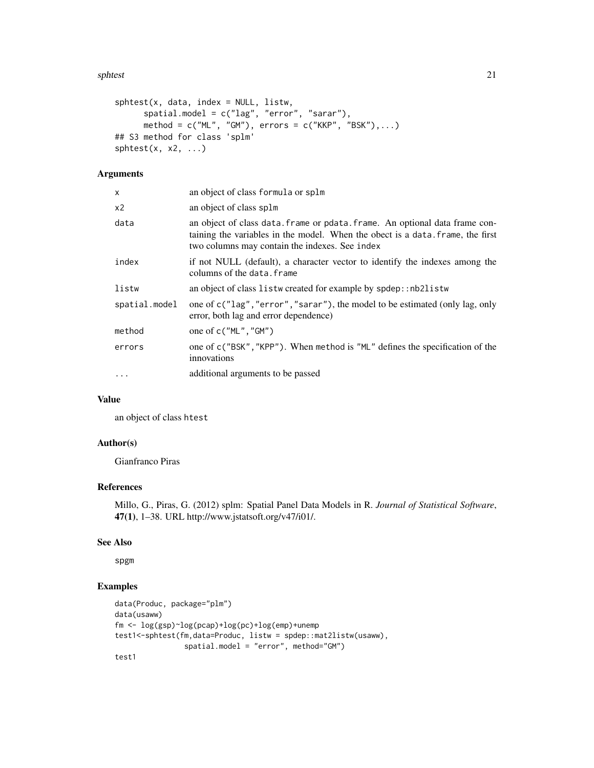```
sphtest(x, data, index = NULL, listw,
      spatial.model = c("lag", "error", "sarar"),
      method = c("ML", "GM"), errors = c("KKP", "BSK"),...)
## S3 method for class 'splm'
sphtest(x, x2, ...)
```

## Arguments

| | |
|---|---|
| x | an object of class formula or splm |
| x2 | an object of class splm |
| data | an object of class data.frame or pdata.frame. An optional data frame containing the variables in the model. When the obect is a data.frame, the first two columns may contain the indexes. See index |
| index | if not NULL (default), a character vector to identify the indexes among the columns of the data.frame |
| listw | an object of class listw created for example by spdep::nb2listw |
| spatial.model | one of c("lag","error","sarar"), the model to be estimated (only lag, only error, both lag and error dependence) |
| method | one of c("ML","GM") |
| errors | one of c("BSK","KPP"). When method is "ML" defines the specification of the innovations |
| ... | additional arguments to be passed |

## Value

an object of class htest

## Author(s)

Gianfranco Piras

## References

Millo, G., Piras, G. (2012) splm: Spatial Panel Data Models in R. *Journal of Statistical Software*, **47(1)**, 1–38. URL http://www.jstatsoft.org/v47/i01/.

## See Also

spgm

## Examples

```
data(Produc, package="plm")
data(usaww)
fm <- log(gsp)~log(pcap)+log(pc)+log(emp)+unemp
test1<-sphtest(fm,data=Produc, listw = spdep::mat2listw(usaww),
               spatial.model = "error", method="GM")
test1
```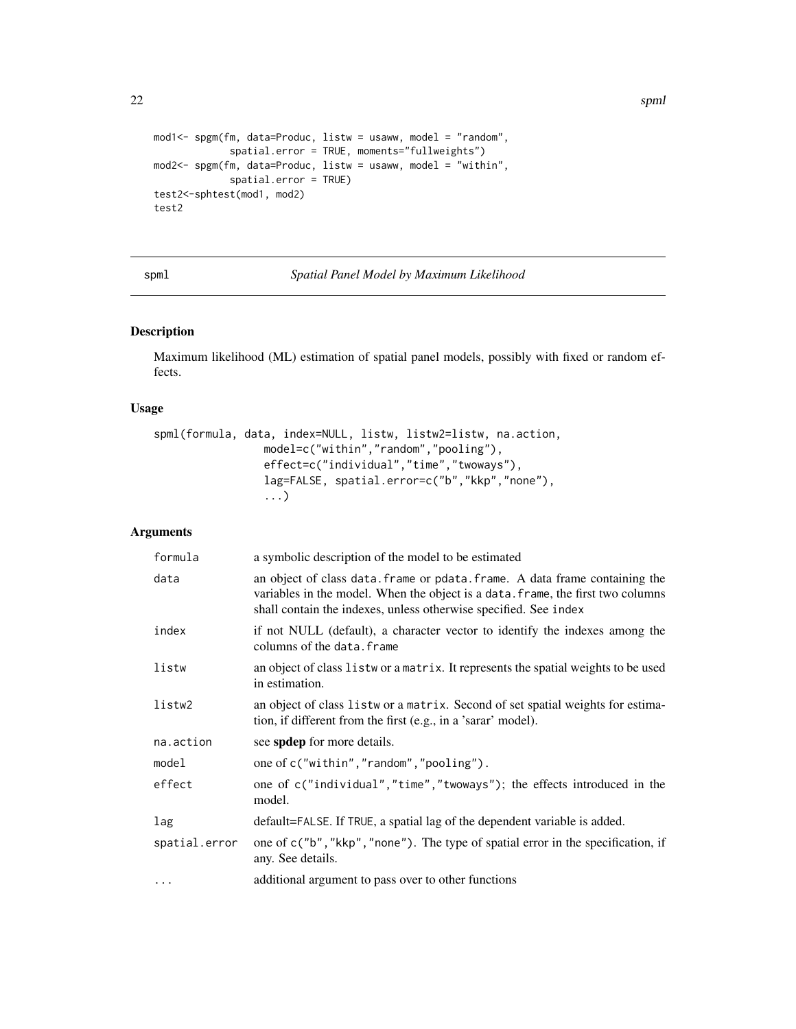```
mod1<- spgm(fm, data=Produc, listw = usaww, model = "random",
            spatial.error = TRUE, moments="fullweights")
mod2<- spgm(fm, data=Produc, listw = usaww, model = "within",
            spatial.error = TRUE)
test2<-sphtest(mod1, mod2)
test2
```

## spml — *Spatial Panel Model by Maximum Likelihood*

### Description

Maximum likelihood (ML) estimation of spatial panel models, possibly with fixed or random effects.

### Usage

```
spml(formula, data, index=NULL, listw, listw2=listw, na.action,
                model=c("within","random","pooling"),
                effect=c("individual","time","twoways"),
                lag=FALSE, spatial.error=c("b","kkp","none"),
                ...)
```

### Arguments

| Argument | Description |
|---|---|
| formula | a symbolic description of the model to be estimated |
| data | an object of class data.frame or pdata.frame. A data frame containing the variables in the model. When the object is a data.frame, the first two columns shall contain the indexes, unless otherwise specified. See index |
| index | if not NULL (default), a character vector to identify the indexes among the columns of the data.frame |
| listw | an object of class listw or a matrix. It represents the spatial weights to be used in estimation. |
| listw2 | an object of class listw or a matrix. Second of set spatial weights for estimation, if different from the first (e.g., in a 'sarar' model). |
| na.action | see **spdep** for more details. |
| model | one of c("within","random","pooling"). |
| effect | one of c("individual","time","twoways"); the effects introduced in the model. |
| lag | default=FALSE. If TRUE, a spatial lag of the dependent variable is added. |
| spatial.error | one of c("b","kkp","none"). The type of spatial error in the specification, if any. See details. |
| ... | additional argument to pass over to other functions |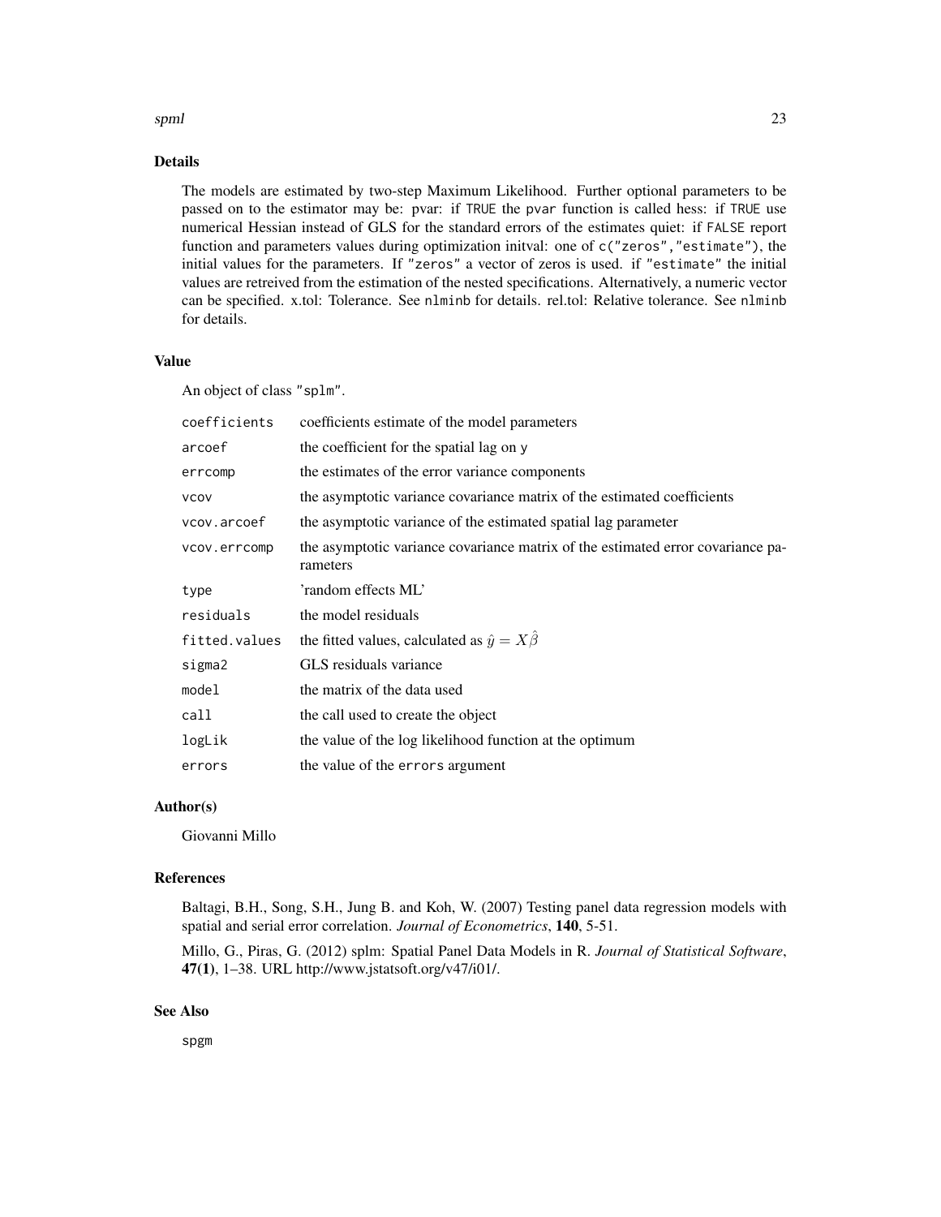## Details

The models are estimated by two-step Maximum Likelihood. Further optional parameters to be passed on to the estimator may be: pvar: if TRUE the pvar function is called hess: if TRUE use numerical Hessian instead of GLS for the standard errors of the estimates quiet: if FALSE report function and parameters values during optimization initval: one of c("zeros","estimate"), the initial values for the parameters. If "zeros" a vector of zeros is used. if "estimate" the initial values are retreived from the estimation of the nested specifications. Alternatively, a numeric vector can be specified. x.tol: Tolerance. See nlminb for details. rel.tol: Relative tolerance. See nlminb for details.

## Value

An object of class "splm".

| | |
|---|---|
| coefficients | coefficients estimate of the model parameters |
| arcoef | the coefficient for the spatial lag on y |
| errcomp | the estimates of the error variance components |
| vcov | the asymptotic variance covariance matrix of the estimated coefficients |
| vcov.arcoef | the asymptotic variance of the estimated spatial lag parameter |
| vcov.errcomp | the asymptotic variance covariance matrix of the estimated error covariance parameters |
| type | 'random effects ML' |
| residuals | the model residuals |
| fitted.values | the fitted values, calculated as $\hat{y} = X\hat{\beta}$ |
| sigma2 | GLS residuals variance |
| model | the matrix of the data used |
| call | the call used to create the object |
| logLik | the value of the log likelihood function at the optimum |
| errors | the value of the errors argument |

## Author(s)

Giovanni Millo

## References

Baltagi, B.H., Song, S.H., Jung B. and Koh, W. (2007) Testing panel data regression models with spatial and serial error correlation. *Journal of Econometrics*, **140**, 5-51.

Millo, G., Piras, G. (2012) splm: Spatial Panel Data Models in R. *Journal of Statistical Software*, **47(1)**, 1–38. URL http://www.jstatsoft.org/v47/i01/.

## See Also

spgm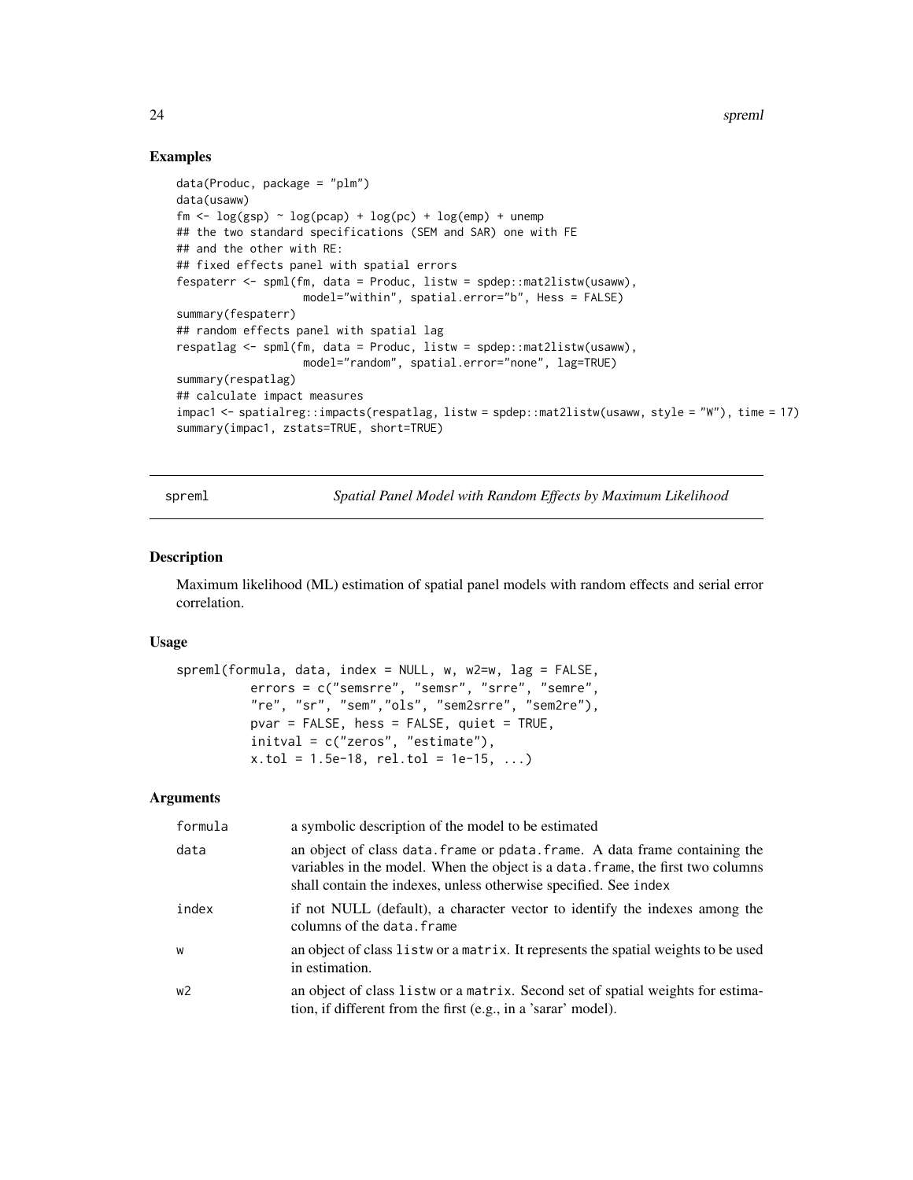## Examples

```
data(Produc, package = "plm")
data(usaww)
fm <- log(gsp) ~ log(pcap) + log(pc) + log(emp) + unemp
## the two standard specifications (SEM and SAR) one with FE
## and the other with RE:
## fixed effects panel with spatial errors
fespaterr <- spml(fm, data = Produc, listw = spdep::mat2listw(usaww),
                   model="within", spatial.error="b", Hess = FALSE)
summary(fespaterr)
## random effects panel with spatial lag
respatlag <- spml(fm, data = Produc, listw = spdep::mat2listw(usaww),
                   model="random", spatial.error="none", lag=TRUE)
summary(respatlag)
## calculate impact measures
impac1 <- spatialreg::impacts(respatlag, listw = spdep::mat2listw(usaww, style = "W"), time = 17)
summary(impac1, zstats=TRUE, short=TRUE)
```

---

# spreml — *Spatial Panel Model with Random Effects by Maximum Likelihood*

## Description

Maximum likelihood (ML) estimation of spatial panel models with random effects and serial error correlation.

## Usage

```
spreml(formula, data, index = NULL, w, w2=w, lag = FALSE,
          errors = c("semsrre", "semsr", "srre", "semre",
          "re", "sr", "sem","ols", "sem2srre", "sem2re"),
          pvar = FALSE, hess = FALSE, quiet = TRUE,
          initval = c("zeros", "estimate"),
          x.tol = 1.5e-18, rel.tol = 1e-15, ...)
```

## Arguments

| | |
|---|---|
| formula | a symbolic description of the model to be estimated |
| data | an object of class data.frame or pdata.frame. A data frame containing the variables in the model. When the object is a data.frame, the first two columns shall contain the indexes, unless otherwise specified. See index |
| index | if not NULL (default), a character vector to identify the indexes among the columns of the data.frame |
| w | an object of class listw or a matrix. It represents the spatial weights to be used in estimation. |
| w2 | an object of class listw or a matrix. Second set of spatial weights for estimation, if different from the first (e.g., in a 'sarar' model). |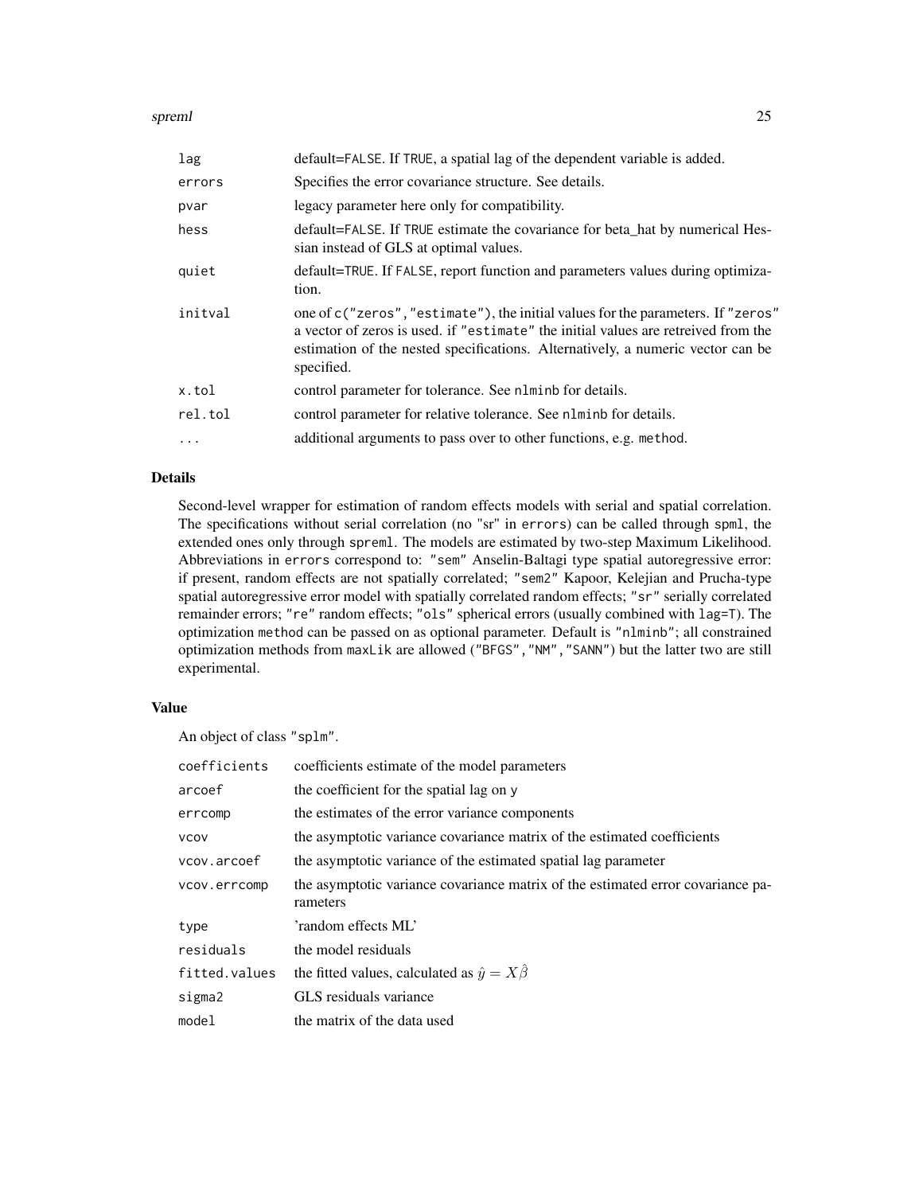| | |
|---|---|
| lag | default=FALSE. If TRUE, a spatial lag of the dependent variable is added. |
| errors | Specifies the error covariance structure. See details. |
| pvar | legacy parameter here only for compatibility. |
| hess | default=FALSE. If TRUE estimate the covariance for beta_hat by numerical Hessian instead of GLS at optimal values. |
| quiet | default=TRUE. If FALSE, report function and parameters values during optimization. |
| initval | one of c("zeros","estimate"), the initial values for the parameters. If "zeros" a vector of zeros is used. if "estimate" the initial values are retreived from the estimation of the nested specifications. Alternatively, a numeric vector can be specified. |
| x.tol | control parameter for tolerance. See nlminb for details. |
| rel.tol | control parameter for relative tolerance. See nlminb for details. |
| ... | additional arguments to pass over to other functions, e.g. method. |

## Details

Second-level wrapper for estimation of random effects models with serial and spatial correlation. The specifications without serial correlation (no "sr" in errors) can be called through spml, the extended ones only through spreml. The models are estimated by two-step Maximum Likelihood. Abbreviations in errors correspond to: "sem" Anselin-Baltagi type spatial autoregressive error: if present, random effects are not spatially correlated; "sem2" Kapoor, Kelejian and Prucha-type spatial autoregressive error model with spatially correlated random effects; "sr" serially correlated remainder errors; "re" random effects; "ols" spherical errors (usually combined with lag=T). The optimization method can be passed on as optional parameter. Default is "nlminb"; all constrained optimization methods from maxLik are allowed ("BFGS","NM","SANN") but the latter two are still experimental.

## Value

An object of class "splm".

| | |
|---|---|
| coefficients | coefficients estimate of the model parameters |
| arcoef | the coefficient for the spatial lag on y |
| errcomp | the estimates of the error variance components |
| vcov | the asymptotic variance covariance matrix of the estimated coefficients |
| vcov.arcoef | the asymptotic variance of the estimated spatial lag parameter |
| vcov.errcomp | the asymptotic variance covariance matrix of the estimated error covariance parameters |
| type | 'random effects ML' |
| residuals | the model residuals |
| fitted.values | the fitted values, calculated as $\hat{y} = X\hat{\beta}$ |
| sigma2 | GLS residuals variance |
| model | the matrix of the data used |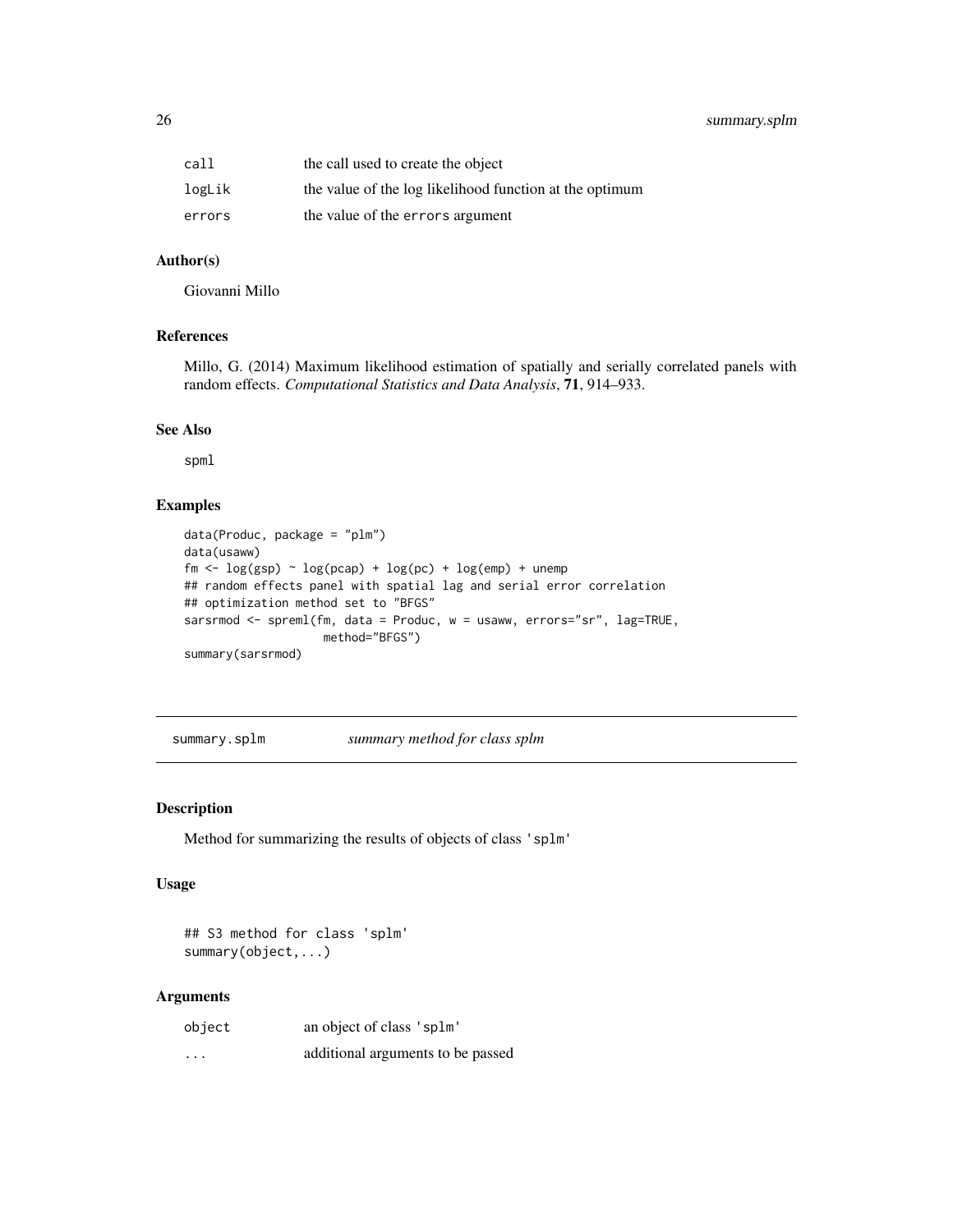| | |
|---|---|
| call | the call used to create the object |
| logLik | the value of the log likelihood function at the optimum |
| errors | the value of the errors argument |

## Author(s)

Giovanni Millo

## References

Millo, G. (2014) Maximum likelihood estimation of spatially and serially correlated panels with random effects. *Computational Statistics and Data Analysis*, **71**, 914–933.

## See Also

spml

## Examples

```
data(Produc, package = "plm")
data(usaww)
fm <- log(gsp) ~ log(pcap) + log(pc) + log(emp) + unemp
## random effects panel with spatial lag and serial error correlation
## optimization method set to "BFGS"
sarsrmod <- spreml(fm, data = Produc, w = usaww, errors="sr", lag=TRUE,
                   method="BFGS")
summary(sarsrmod)
```

---

# summary.splm &nbsp;&nbsp;&nbsp; *summary method for class splm*

## Description

Method for summarizing the results of objects of class 'splm'

## Usage

```
## S3 method for class 'splm'
summary(object,...)
```

## Arguments

| | |
|---|---|
| object | an object of class 'splm' |
| ... | additional arguments to be passed |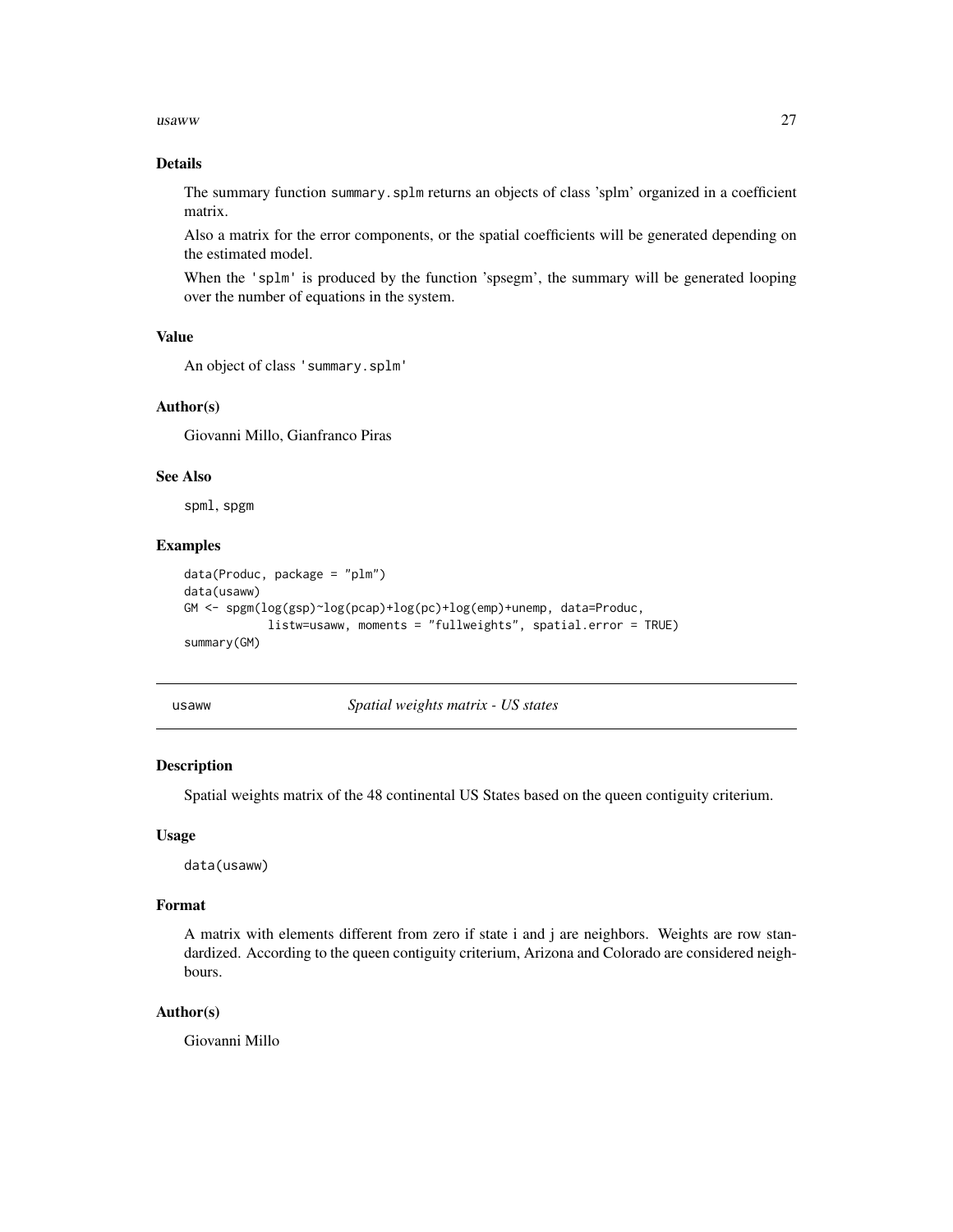### Details

The summary function `summary.splm` returns an objects of class 'splm' organized in a coefficient matrix.

Also a matrix for the error components, or the spatial coefficients will be generated depending on the estimated model.

When the 'splm' is produced by the function 'spsegm', the summary will be generated looping over the number of equations in the system.

### Value

An object of class 'summary.splm'

### Author(s)

Giovanni Millo, Gianfranco Piras

### See Also

spml, spgm

### Examples

```
data(Produc, package = "plm")
data(usaww)
GM <- spgm(log(gsp)~log(pcap)+log(pc)+log(emp)+unemp, data=Produc,
           listw=usaww, moments = "fullweights", spatial.error = TRUE)
summary(GM)
```

---

## usaww — *Spatial weights matrix - US states*

### Description

Spatial weights matrix of the 48 continental US States based on the queen contiguity criterium.

### Usage

```
data(usaww)
```

### Format

A matrix with elements different from zero if state i and j are neighbors. Weights are row standardized. According to the queen contiguity criterium, Arizona and Colorado are considered neighbours.

### Author(s)

Giovanni Millo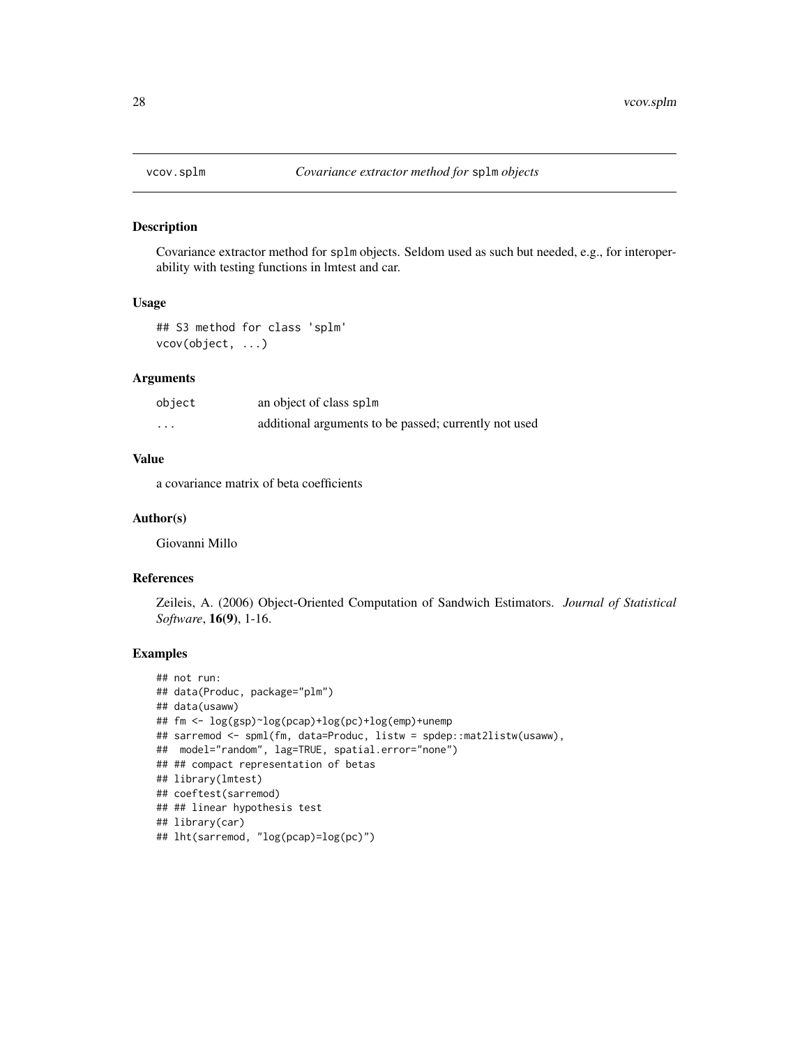# vcov.splm — *Covariance extractor method for* splm *objects*

## Description

Covariance extractor method for splm objects. Seldom used as such but needed, e.g., for interoperability with testing functions in lmtest and car.

## Usage

```
## S3 method for class 'splm'
vcov(object, ...)
```

## Arguments

| | |
|---|---|
| object | an object of class splm |
| ... | additional arguments to be passed; currently not used |

## Value

a covariance matrix of beta coefficients

## Author(s)

Giovanni Millo

## References

Zeileis, A. (2006) Object-Oriented Computation of Sandwich Estimators. *Journal of Statistical Software*, **16(9)**, 1-16.

## Examples

```
## not run:
## data(Produc, package="plm")
## data(usaww)
## fm <- log(gsp)~log(pcap)+log(pc)+log(emp)+unemp
## sarremod <- spml(fm, data=Produc, listw = spdep::mat2listw(usaww),
##  model="random", lag=TRUE, spatial.error="none")
## ## compact representation of betas
## library(lmtest)
## coeftest(sarremod)
## ## linear hypothesis test
## library(car)
## lht(sarremod, "log(pcap)=log(pc)")
```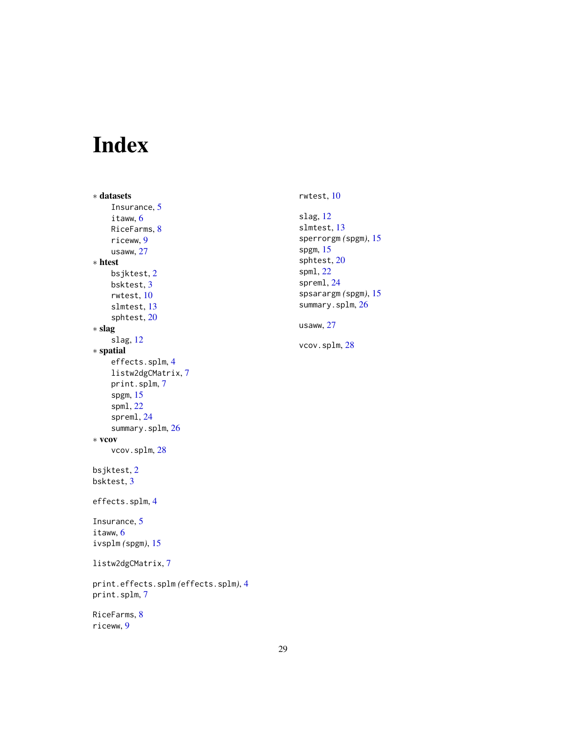# Index

∗ **datasets**

- Insurance, 5
- itaww, 6
- RiceFarms, 8
- riceww, 9
- usaww, 27

∗ **htest**

- bsjktest, 2
- bsktest, 3
- rwtest, 10
- slmtest, 13
- sphtest, 20

∗ **slag**

- slag, 12

∗ **spatial**

- effects.splm, 4
- listw2dgCMatrix, 7
- print.splm, 7
- spgm, 15
- spml, 22
- spreml, 24
- summary.splm, 26

∗ **vcov**

- vcov.splm, 28

bsjktest, 2
bsktest, 3

effects.splm, 4

Insurance, 5
itaww, 6
ivsplm *(spgm)*, 15

listw2dgCMatrix, 7

print.effects.splm *(effects.splm)*, 4
print.splm, 7

RiceFarms, 8
riceww, 9
rwtest, 10

slag, 12
slmtest, 13
sperrorgm *(spgm)*, 15
spgm, 15
sphtest, 20
spml, 22
spreml, 24
spsarargm *(spgm)*, 15
summary.splm, 26

usaww, 27

vcov.splm, 28